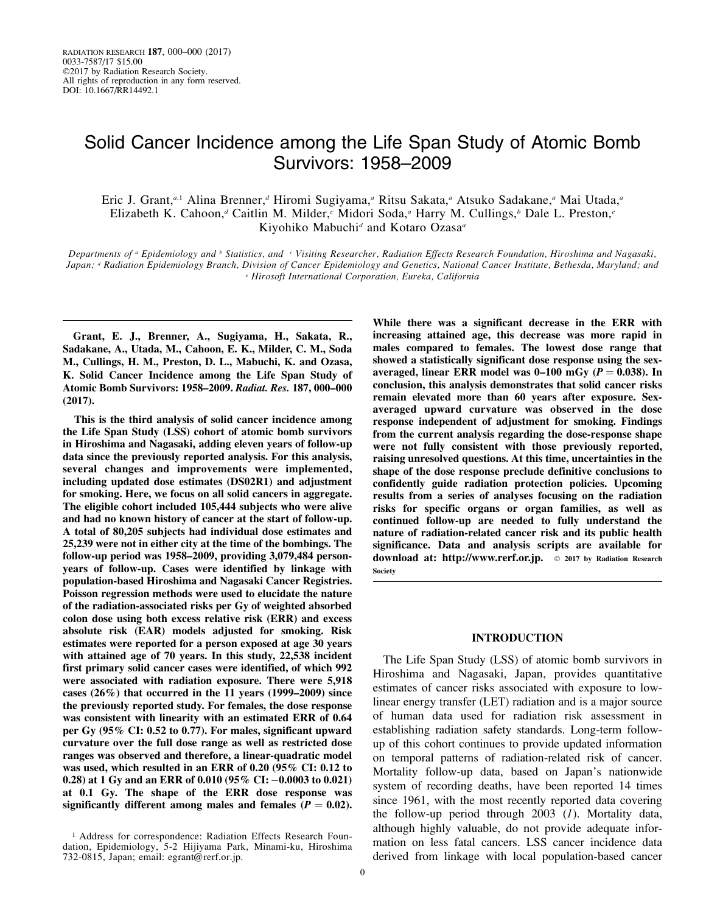RADIATION RESEARCH **187**, 000–000 (2017)
0033-7587/17 $15.00
©2017 by Radiation Research Society.
All rights of reproduction in any form reserved.
DOI: 10.1667/RR14492.1

# Solid Cancer Incidence among the Life Span Study of Atomic Bomb Survivors: 1958–2009

Eric J. Grant,[a,1] Alina Brenner,[d] Hiromi Sugiyama,[a] Ritsu Sakata,[a] Atsuko Sadakane,[a] Mai Utada,[a] Elizabeth K. Cahoon,[d] Caitlin M. Milder,[c] Midori Soda,[a] Harry M. Cullings,[b] Dale L. Preston,[e] Kiyohiko Mabuchi[d] and Kotaro Ozasa[a]

*Departments of [a] Epidemiology and [b] Statistics, and [c] Visiting Researcher, Radiation Effects Research Foundation, Hiroshima and Nagasaki, Japan; [d] Radiation Epidemiology Branch, Division of Cancer Epidemiology and Genetics, National Cancer Institute, Bethesda, Maryland; and [e] Hirosoft International Corporation, Eureka, California*

**Grant, E. J., Brenner, A., Sugiyama, H., Sakata, R., Sadakane, A., Utada, M., Cahoon, E. K., Milder, C. M., Soda M., Cullings, H. M., Preston, D. L., Mabuchi, K. and Ozasa, K. Solid Cancer Incidence among the Life Span Study of Atomic Bomb Survivors: 1958–2009. *Radiat. Res.* 187, 000–000 (2017).**

**This is the third analysis of solid cancer incidence among the Life Span Study (LSS) cohort of atomic bomb survivors in Hiroshima and Nagasaki, adding eleven years of follow-up data since the previously reported analysis. For this analysis, several changes and improvements were implemented, including updated dose estimates (DS02R1) and adjustment for smoking. Here, we focus on all solid cancers in aggregate. The eligible cohort included 105,444 subjects who were alive and had no known history of cancer at the start of follow-up. A total of 80,205 subjects had individual dose estimates and 25,239 were not in either city at the time of the bombings. The follow-up period was 1958–2009, providing 3,079,484 person-years of follow-up. Cases were identified by linkage with population-based Hiroshima and Nagasaki Cancer Registries. Poisson regression methods were used to elucidate the nature of the radiation-associated risks per Gy of weighted absorbed colon dose using both excess relative risk (ERR) and excess absolute risk (EAR) models adjusted for smoking. Risk estimates were reported for a person exposed at age 30 years with attained age of 70 years. In this study, 22,538 incident first primary solid cancer cases were identified, of which 992 were associated with radiation exposure. There were 5,918 cases (26%) that occurred in the 11 years (1999–2009) since the previously reported study. For females, the dose response was consistent with linearity with an estimated ERR of 0.64 per Gy (95% CI: 0.52 to 0.77). For males, significant upward curvature over the full dose range as well as restricted dose ranges was observed and therefore, a linear-quadratic model was used, which resulted in an ERR of 0.20 (95% CI: 0.12 to 0.28) at 1 Gy and an ERR of 0.010 (95% CI: −0.0003 to 0.021) at 0.1 Gy. The shape of the ERR dose response was significantly different among males and females ($P = 0.02$). While there was a significant decrease in the ERR with increasing attained age, this decrease was more rapid in males compared to females. The lowest dose range that showed a statistically significant dose response using the sex-averaged, linear ERR model was 0–100 mGy ($P = 0.038$). In conclusion, this analysis demonstrates that solid cancer risks remain elevated more than 60 years after exposure. Sex-averaged upward curvature was observed in the dose response independent of adjustment for smoking. Findings from the current analysis regarding the dose-response shape were not fully consistent with those previously reported, raising unresolved questions. At this time, uncertainties in the shape of the dose response preclude definitive conclusions to confidently guide radiation protection policies. Upcoming results from a series of analyses focusing on the radiation risks for specific organs or organ families, as well as continued follow-up are needed to fully understand the nature of radiation-related cancer risk and its public health significance. Data and analysis scripts are available for download at: http://www.rerf.or.jp.** © 2017 by Radiation Research Society

[1] Address for correspondence: Radiation Effects Research Foundation, Epidemiology, 5-2 Hijiyama Park, Minami-ku, Hiroshima 732-0815, Japan; email: egrant@rerf.or.jp.

## INTRODUCTION

The Life Span Study (LSS) of atomic bomb survivors in Hiroshima and Nagasaki, Japan, provides quantitative estimates of cancer risks associated with exposure to low-linear energy transfer (LET) radiation and is a major source of human data used for radiation risk assessment in establishing radiation safety standards. Long-term follow-up of this cohort continues to provide updated information on temporal patterns of radiation-related risk of cancer. Mortality follow-up data, based on Japan's nationwide system of recording deaths, have been reported 14 times since 1961, with the most recently reported data covering the follow-up period through 2003 (*1*). Mortality data, although highly valuable, do not provide adequate information on less fatal cancers. LSS cancer incidence data derived from linkage with local population-based cancer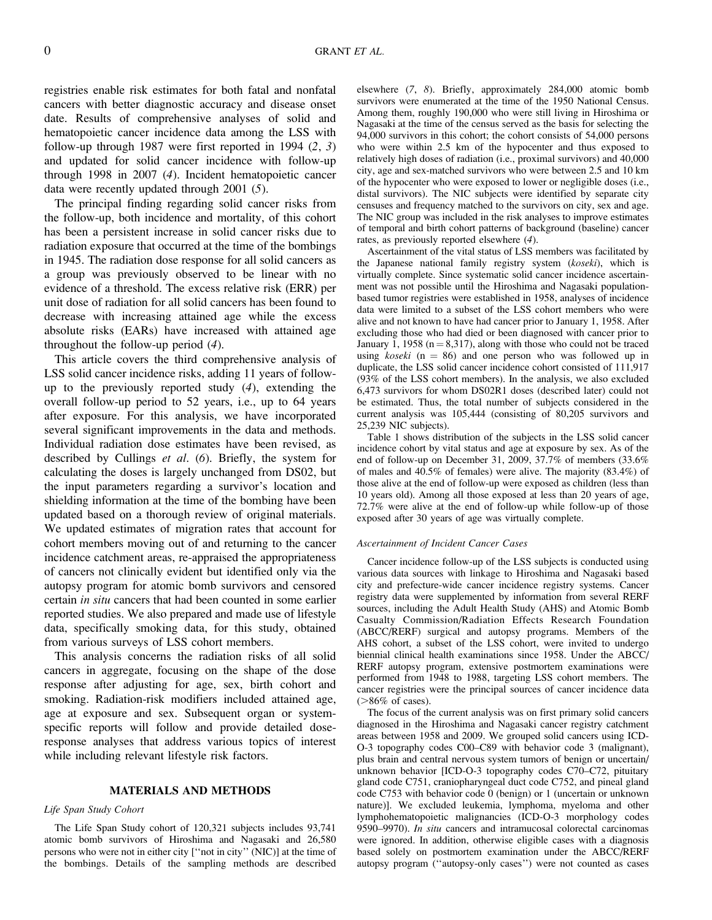registries enable risk estimates for both fatal and nonfatal cancers with better diagnostic accuracy and disease onset date. Results of comprehensive analyses of solid and hematopoietic cancer incidence data among the LSS with follow-up through 1987 were first reported in 1994 (*2*, *3*) and updated for solid cancer incidence with follow-up through 1998 in 2007 (*4*). Incident hematopoietic cancer data were recently updated through 2001 (*5*).

The principal finding regarding solid cancer risks from the follow-up, both incidence and mortality, of this cohort has been a persistent increase in solid cancer risks due to radiation exposure that occurred at the time of the bombings in 1945. The radiation dose response for all solid cancers as a group was previously observed to be linear with no evidence of a threshold. The excess relative risk (ERR) per unit dose of radiation for all solid cancers has been found to decrease with increasing attained age while the excess absolute risks (EARs) have increased with attained age throughout the follow-up period (*4*).

This article covers the third comprehensive analysis of LSS solid cancer incidence risks, adding 11 years of follow-up to the previously reported study (*4*), extending the overall follow-up period to 52 years, i.e., up to 64 years after exposure. For this analysis, we have incorporated several significant improvements in the data and methods. Individual radiation dose estimates have been revised, as described by Cullings *et al*. (*6*). Briefly, the system for calculating the doses is largely unchanged from DS02, but the input parameters regarding a survivor's location and shielding information at the time of the bombing have been updated based on a thorough review of original materials. We updated estimates of migration rates that account for cohort members moving out of and returning to the cancer incidence catchment areas, re-appraised the appropriateness of cancers not clinically evident but identified only via the autopsy program for atomic bomb survivors and censored certain *in situ* cancers that had been counted in some earlier reported studies. We also prepared and made use of lifestyle data, specifically smoking data, for this study, obtained from various surveys of LSS cohort members.

This analysis concerns the radiation risks of all solid cancers in aggregate, focusing on the shape of the dose response after adjusting for age, sex, birth cohort and smoking. Radiation-risk modifiers included attained age, age at exposure and sex. Subsequent organ or system-specific reports will follow and provide detailed dose-response analyses that address various topics of interest while including relevant lifestyle risk factors.

## MATERIALS AND METHODS

### *Life Span Study Cohort*

The Life Span Study cohort of 120,321 subjects includes 93,741 atomic bomb survivors of Hiroshima and Nagasaki and 26,580 persons who were not in either city ["not in city" (NIC)] at the time of the bombings. Details of the sampling methods are described elsewhere (*7*, *8*). Briefly, approximately 284,000 atomic bomb survivors were enumerated at the time of the 1950 National Census. Among them, roughly 190,000 who were still living in Hiroshima or Nagasaki at the time of the census served as the basis for selecting the 94,000 survivors in this cohort; the cohort consists of 54,000 persons who were within 2.5 km of the hypocenter and thus exposed to relatively high doses of radiation (i.e., proximal survivors) and 40,000 city, age and sex-matched survivors who were between 2.5 and 10 km of the hypocenter who were exposed to lower or negligible doses (i.e., distal survivors). The NIC subjects were identified by separate city censuses and frequency matched to the survivors on city, sex and age. The NIC group was included in the risk analyses to improve estimates of temporal and birth cohort patterns of background (baseline) cancer rates, as previously reported elsewhere (*4*).

Ascertainment of the vital status of LSS members was facilitated by the Japanese national family registry system (*koseki*), which is virtually complete. Since systematic solid cancer incidence ascertainment was not possible until the Hiroshima and Nagasaki population-based tumor registries were established in 1958, analyses of incidence data were limited to a subset of the LSS cohort members who were alive and not known to have had cancer prior to January 1, 1958. After excluding those who had died or been diagnosed with cancer prior to January 1, 1958 (n = 8,317), along with those who could not be traced using *koseki* (n = 86) and one person who was followed up in duplicate, the LSS solid cancer incidence cohort consisted of 111,917 (93% of the LSS cohort members). In the analysis, we also excluded 6,473 survivors for whom DS02R1 doses (described later) could not be estimated. Thus, the total number of subjects considered in the current analysis was 105,444 (consisting of 80,205 survivors and 25,239 NIC subjects).

Table 1 shows distribution of the subjects in the LSS solid cancer incidence cohort by vital status and age at exposure by sex. As of the end of follow-up on December 31, 2009, 37.7% of members (33.6% of males and 40.5% of females) were alive. The majority (83.4%) of those alive at the end of follow-up were exposed as children (less than 10 years old). Among all those exposed at less than 20 years of age, 72.7% were alive at the end of follow-up while follow-up of those exposed after 30 years of age was virtually complete.

### *Ascertainment of Incident Cancer Cases*

Cancer incidence follow-up of the LSS subjects is conducted using various data sources with linkage to Hiroshima and Nagasaki based city and prefecture-wide cancer incidence registry systems. Cancer registry data were supplemented by information from several RERF sources, including the Adult Health Study (AHS) and Atomic Bomb Casualty Commission/Radiation Effects Research Foundation (ABCC/RERF) surgical and autopsy programs. Members of the AHS cohort, a subset of the LSS cohort, were invited to undergo biennial clinical health examinations since 1958. Under the ABCC/RERF autopsy program, extensive postmortem examinations were performed from 1948 to 1988, targeting LSS cohort members. The cancer registries were the principal sources of cancer incidence data (>86% of cases).

The focus of the current analysis was on first primary solid cancers diagnosed in the Hiroshima and Nagasaki cancer registry catchment areas between 1958 and 2009. We grouped solid cancers using ICD-O-3 topography codes C00–C89 with behavior code 3 (malignant), plus brain and central nervous system tumors of benign or uncertain/unknown behavior [ICD-O-3 topography codes C70–C72, pituitary gland code C751, craniopharyngeal duct code C752, and pineal gland code C753 with behavior code 0 (benign) or 1 (uncertain or unknown nature)]. We excluded leukemia, lymphoma, myeloma and other lymphohematopoietic malignancies (ICD-O-3 morphology codes 9590–9970). *In situ* cancers and intramucosal colorectal carcinomas were ignored. In addition, otherwise eligible cases with a diagnosis based solely on postmortem examination under the ABCC/RERF autopsy program ("autopsy-only cases") were not counted as cases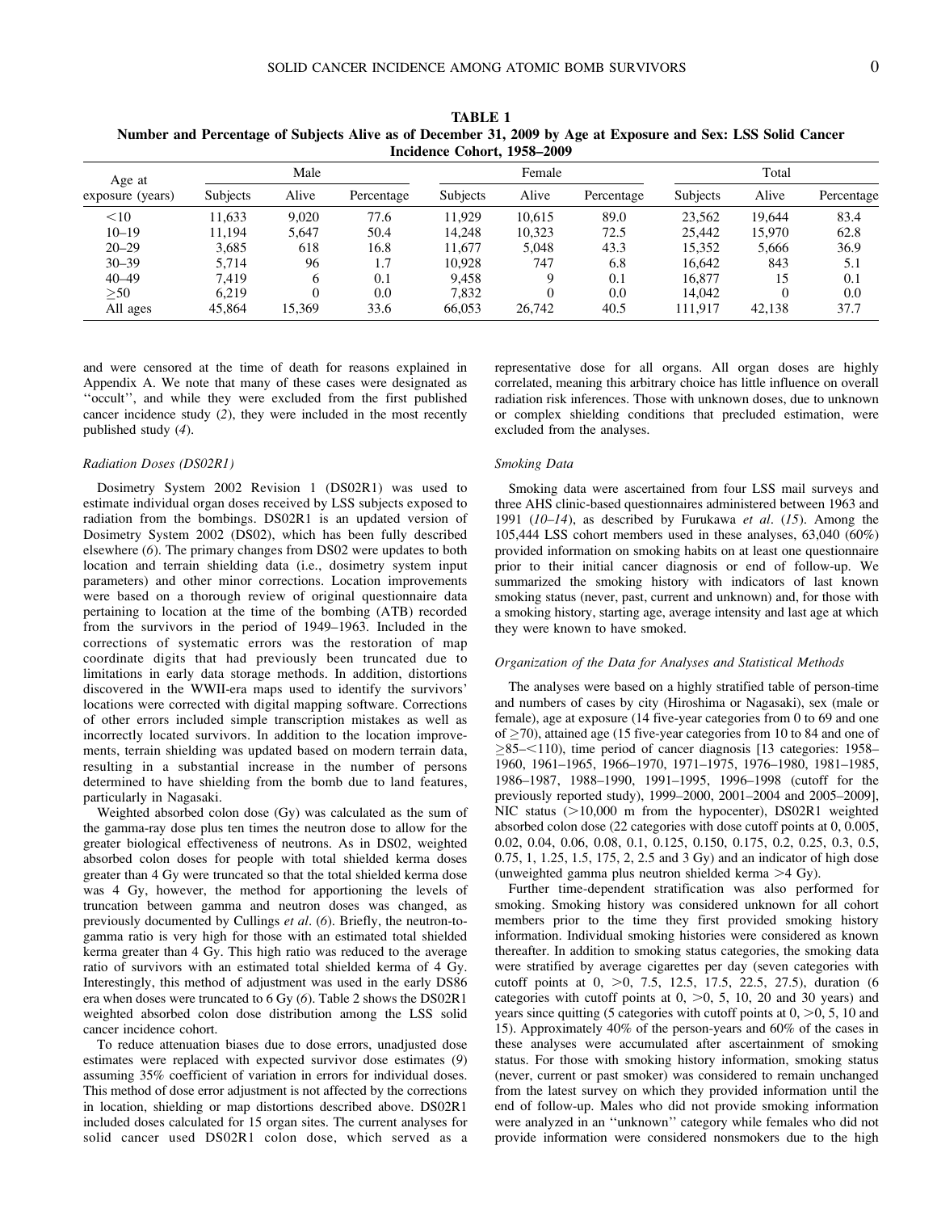**TABLE 1**
**Number and Percentage of Subjects Alive as of December 31, 2009 by Age at Exposure and Sex: LSS Solid Cancer Incidence Cohort, 1958–2009**

| Age at exposure (years) | Male | | | Female | | | Total | | |
|---|---|---|---|---|---|---|---|---|---|
| | Subjects | Alive | Percentage | Subjects | Alive | Percentage | Subjects | Alive | Percentage |
| <10 | 11,633 | 9,020 | 77.6 | 11,929 | 10,615 | 89.0 | 23,562 | 19,644 | 83.4 |
| 10–19 | 11,194 | 5,647 | 50.4 | 14,248 | 10,323 | 72.5 | 25,442 | 15,970 | 62.8 |
| 20–29 | 3,685 | 618 | 16.8 | 11,677 | 5,048 | 43.3 | 15,352 | 5,666 | 36.9 |
| 30–39 | 5,714 | 96 | 1.7 | 10,928 | 747 | 6.8 | 16,642 | 843 | 5.1 |
| 40–49 | 7,419 | 6 | 0.1 | 9,458 | 9 | 0.1 | 16,877 | 15 | 0.1 |
| ≥50 | 6,219 | 0 | 0.0 | 7,832 | 0 | 0.0 | 14,042 | 0 | 0.0 |
| All ages | 45,864 | 15,369 | 33.6 | 66,053 | 26,742 | 40.5 | 111,917 | 42,138 | 37.7 |

and were censored at the time of death for reasons explained in Appendix A. We note that many of these cases were designated as ''occult'', and while they were excluded from the first published cancer incidence study (*2*), they were included in the most recently published study (*4*).

### *Radiation Doses (DS02R1)*

Dosimetry System 2002 Revision 1 (DS02R1) was used to estimate individual organ doses received by LSS subjects exposed to radiation from the bombings. DS02R1 is an updated version of Dosimetry System 2002 (DS02), which has been fully described elsewhere (*6*). The primary changes from DS02 were updates to both location and terrain shielding data (i.e., dosimetry system input parameters) and other minor corrections. Location improvements were based on a thorough review of original questionnaire data pertaining to location at the time of the bombing (ATB) recorded from the survivors in the period of 1949–1963. Included in the corrections of systematic errors was the restoration of map coordinate digits that had previously been truncated due to limitations in early data storage methods. In addition, distortions discovered in the WWII-era maps used to identify the survivors' locations were corrected with digital mapping software. Corrections of other errors included simple transcription mistakes as well as incorrectly located survivors. In addition to the location improvements, terrain shielding was updated based on modern terrain data, resulting in a substantial increase in the number of persons determined to have shielding from the bomb due to land features, particularly in Nagasaki.

Weighted absorbed colon dose (Gy) was calculated as the sum of the gamma-ray dose plus ten times the neutron dose to allow for the greater biological effectiveness of neutrons. As in DS02, weighted absorbed colon doses for people with total shielded kerma doses greater than 4 Gy were truncated so that the total shielded kerma dose was 4 Gy, however, the method for apportioning the levels of truncation between gamma and neutron doses was changed, as previously documented by Cullings *et al*. (*6*). Briefly, the neutron-to-gamma ratio is very high for those with an estimated total shielded kerma greater than 4 Gy. This high ratio was reduced to the average ratio of survivors with an estimated total shielded kerma of 4 Gy. Interestingly, this method of adjustment was used in the early DS86 era when doses were truncated to 6 Gy (*6*). Table 2 shows the DS02R1 weighted absorbed colon dose distribution among the LSS solid cancer incidence cohort.

To reduce attenuation biases due to dose errors, unadjusted dose estimates were replaced with expected survivor dose estimates (*9*) assuming 35% coefficient of variation in errors for individual doses. This method of dose error adjustment is not affected by the corrections in location, shielding or map distortions described above. DS02R1 included doses calculated for 15 organ sites. The current analyses for solid cancer used DS02R1 colon dose, which served as a representative dose for all organs. All organ doses are highly correlated, meaning this arbitrary choice has little influence on overall radiation risk inferences. Those with unknown doses, due to unknown or complex shielding conditions that precluded estimation, were excluded from the analyses.

### *Smoking Data*

Smoking data were ascertained from four LSS mail surveys and three AHS clinic-based questionnaires administered between 1963 and 1991 (*10–14*), as described by Furukawa *et al*. (*15*). Among the 105,444 LSS cohort members used in these analyses, 63,040 (60%) provided information on smoking habits on at least one questionnaire prior to their initial cancer diagnosis or end of follow-up. We summarized the smoking history with indicators of last known smoking status (never, past, current and unknown) and, for those with a smoking history, starting age, average intensity and last age at which they were known to have smoked.

### *Organization of the Data for Analyses and Statistical Methods*

The analyses were based on a highly stratified table of person-time and numbers of cases by city (Hiroshima or Nagasaki), sex (male or female), age at exposure (14 five-year categories from 0 to 69 and one of ≥70), attained age (15 five-year categories from 10 to 84 and one of ≥85–<110), time period of cancer diagnosis [13 categories: 1958–1960, 1961–1965, 1966–1970, 1971–1975, 1976–1980, 1981–1985, 1986–1987, 1988–1990, 1991–1995, 1996–1998 (cutoff for the previously reported study), 1999–2000, 2001–2004 and 2005–2009], NIC status (>10,000 m from the hypocenter), DS02R1 weighted absorbed colon dose (22 categories with dose cutoff points at 0, 0.005, 0.02, 0.04, 0.06, 0.08, 0.1, 0.125, 0.150, 0.175, 0.2, 0.25, 0.3, 0.5, 0.75, 1, 1.25, 1.5, 175, 2, 2.5 and 3 Gy) and an indicator of high dose (unweighted gamma plus neutron shielded kerma >4 Gy).

Further time-dependent stratification was also performed for smoking. Smoking history was considered unknown for all cohort members prior to the time they first provided smoking history information. Individual smoking histories were considered as known thereafter. In addition to smoking status categories, the smoking data were stratified by average cigarettes per day (seven categories with cutoff points at 0, >0, 7.5, 12.5, 17.5, 22.5, 27.5), duration (6 categories with cutoff points at 0, >0, 5, 10, 20 and 30 years) and years since quitting (5 categories with cutoff points at 0, >0, 5, 10 and 15). Approximately 40% of the person-years and 60% of the cases in these analyses were accumulated after ascertainment of smoking status. For those with smoking history information, smoking status (never, current or past smoker) was considered to remain unchanged from the latest survey on which they provided information until the end of follow-up. Males who did not provide smoking information were analyzed in an ''unknown'' category while females who did not provide information were considered nonsmokers due to the high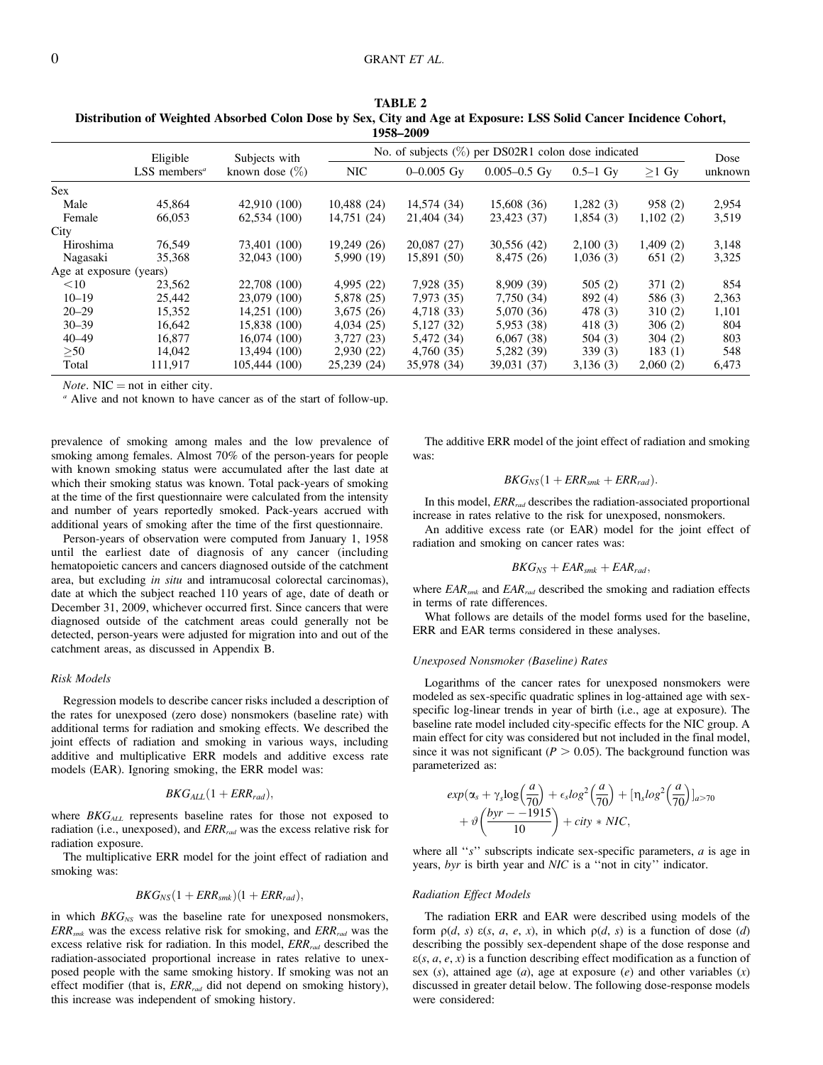**TABLE 2**
**Distribution of Weighted Absorbed Colon Dose by Sex, City and Age at Exposure: LSS Solid Cancer Incidence Cohort, 1958–2009**

| | Eligible LSS members[a] | Subjects with known dose (%) | No. of subjects (%) per DS02R1 colon dose indicated | | | | | Dose unknown |
|---|---|---|---|---|---|---|---|---|
| | | | NIC | 0–0.005 Gy | 0.005–0.5 Gy | 0.5–1 Gy | ≥1 Gy | |
| Sex | | | | | | | | |
| Male | 45,864 | 42,910 (100) | 10,488 (24) | 14,574 (34) | 15,608 (36) | 1,282 (3) | 958 (2) | 2,954 |
| Female | 66,053 | 62,534 (100) | 14,751 (24) | 21,404 (34) | 23,423 (37) | 1,854 (3) | 1,102 (2) | 3,519 |
| City | | | | | | | | |
| Hiroshima | 76,549 | 73,401 (100) | 19,249 (26) | 20,087 (27) | 30,556 (42) | 2,100 (3) | 1,409 (2) | 3,148 |
| Nagasaki | 35,368 | 32,043 (100) | 5,990 (19) | 15,891 (50) | 8,475 (26) | 1,036 (3) | 651 (2) | 3,325 |
| Age at exposure (years) | | | | | | | | |
| <10 | 23,562 | 22,708 (100) | 4,995 (22) | 7,928 (35) | 8,909 (39) | 505 (2) | 371 (2) | 854 |
| 10–19 | 25,442 | 23,079 (100) | 5,878 (25) | 7,973 (35) | 7,750 (34) | 892 (4) | 586 (3) | 2,363 |
| 20–29 | 15,352 | 14,251 (100) | 3,675 (26) | 4,718 (33) | 5,070 (36) | 478 (3) | 310 (2) | 1,101 |
| 30–39 | 16,642 | 15,838 (100) | 4,034 (25) | 5,127 (32) | 5,953 (38) | 418 (3) | 306 (2) | 804 |
| 40–49 | 16,877 | 16,074 (100) | 3,727 (23) | 5,472 (34) | 6,067 (38) | 504 (3) | 304 (2) | 803 |
| ≥50 | 14,042 | 13,494 (100) | 2,930 (22) | 4,760 (35) | 5,282 (39) | 339 (3) | 183 (1) | 548 |
| Total | 111,917 | 105,444 (100) | 25,239 (24) | 35,978 (34) | 39,031 (37) | 3,136 (3) | 2,060 (2) | 6,473 |

*Note*. NIC = not in either city.

[a] Alive and not known to have cancer as of the start of follow-up.

prevalence of smoking among males and the low prevalence of smoking among females. Almost 70% of the person-years for people with known smoking status were accumulated after the last date at which their smoking status was known. Total pack-years of smoking at the time of the first questionnaire were calculated from the intensity and number of years reportedly smoked. Pack-years accrued with additional years of smoking after the time of the first questionnaire.

Person-years of observation were computed from January 1, 1958 until the earliest date of diagnosis of any cancer (including hematopoietic cancers and cancers diagnosed outside of the catchment area, but excluding *in situ* and intramucosal colorectal carcinomas), date at which the subject reached 110 years of age, date of death or December 31, 2009, whichever occurred first. Since cancers that were diagnosed outside of the catchment areas could generally not be detected, person-years were adjusted for migration into and out of the catchment areas, as discussed in Appendix B.

### Risk Models

Regression models to describe cancer risks included a description of the rates for unexposed (zero dose) nonsmokers (baseline rate) with additional terms for radiation and smoking effects. We described the joint effects of radiation and smoking in various ways, including additive and multiplicative ERR models and additive excess rate models (EAR). Ignoring smoking, the ERR model was:

$$BKG_{ALL}(1 + ERR_{rad}),$$

where $BKG_{ALL}$ represents baseline rates for those not exposed to radiation (i.e., unexposed), and $ERR_{rad}$ was the excess relative risk for radiation exposure.

The multiplicative ERR model for the joint effect of radiation and smoking was:

$$BKG_{NS}(1 + ERR_{smk})(1 + ERR_{rad}),$$

in which $BKG_{NS}$ was the baseline rate for unexposed nonsmokers, $ERR_{smk}$ was the excess relative risk for smoking, and $ERR_{rad}$ was the excess relative risk for radiation. In this model, $ERR_{rad}$ described the radiation-associated proportional increase in rates relative to unexposed people with the same smoking history. If smoking was not an effect modifier (that is, $ERR_{rad}$ did not depend on smoking history), this increase was independent of smoking history.

The additive ERR model of the joint effect of radiation and smoking was:

$$BKG_{NS}(1 + ERR_{smk} + ERR_{rad}).$$

In this model, $ERR_{rad}$ describes the radiation-associated proportional increase in rates relative to the risk for unexposed, nonsmokers.

An additive excess rate (or EAR) model for the joint effect of radiation and smoking on cancer rates was:

$$BKG_{NS} + EAR_{smk} + EAR_{rad},$$

where $EAR_{smk}$ and $EAR_{rad}$ described the smoking and radiation effects in terms of rate differences.

What follows are details of the model forms used for the baseline, ERR and EAR terms considered in these analyses.

### Unexposed Nonsmoker (Baseline) Rates

Logarithms of the cancer rates for unexposed nonsmokers were modeled as sex-specific quadratic splines in log-attained age with sex-specific log-linear trends in year of birth (i.e., age at exposure). The baseline rate model included city-specific effects for the NIC group. A main effect for city was considered but not included in the final model, since it was not significant ($P > 0.05$). The background function was parameterized as:

$$exp(\alpha_s + \gamma_s \log\left(\frac{a}{70}\right) + \epsilon_s log^2\left(\frac{a}{70}\right) + [\eta_s log^2\left(\frac{a}{70}\right)]_{a>70} + \vartheta\left(\frac{byr - -1915}{10}\right) + city * NIC,$$

where all ''s'' subscripts indicate sex-specific parameters, $a$ is age in years, $byr$ is birth year and $NIC$ is a ''not in city'' indicator.

### Radiation Effect Models

The radiation ERR and EAR were described using models of the form $\rho(d, s)\ \varepsilon(s, a, e, x)$, in which $\rho(d, s)$ is a function of dose ($d$) describing the possibly sex-dependent shape of the dose response and $\varepsilon(s, a, e, x)$ is a function describing effect modification as a function of sex ($s$), attained age ($a$), age at exposure ($e$) and other variables ($x$) discussed in greater detail below. The following dose-response models were considered: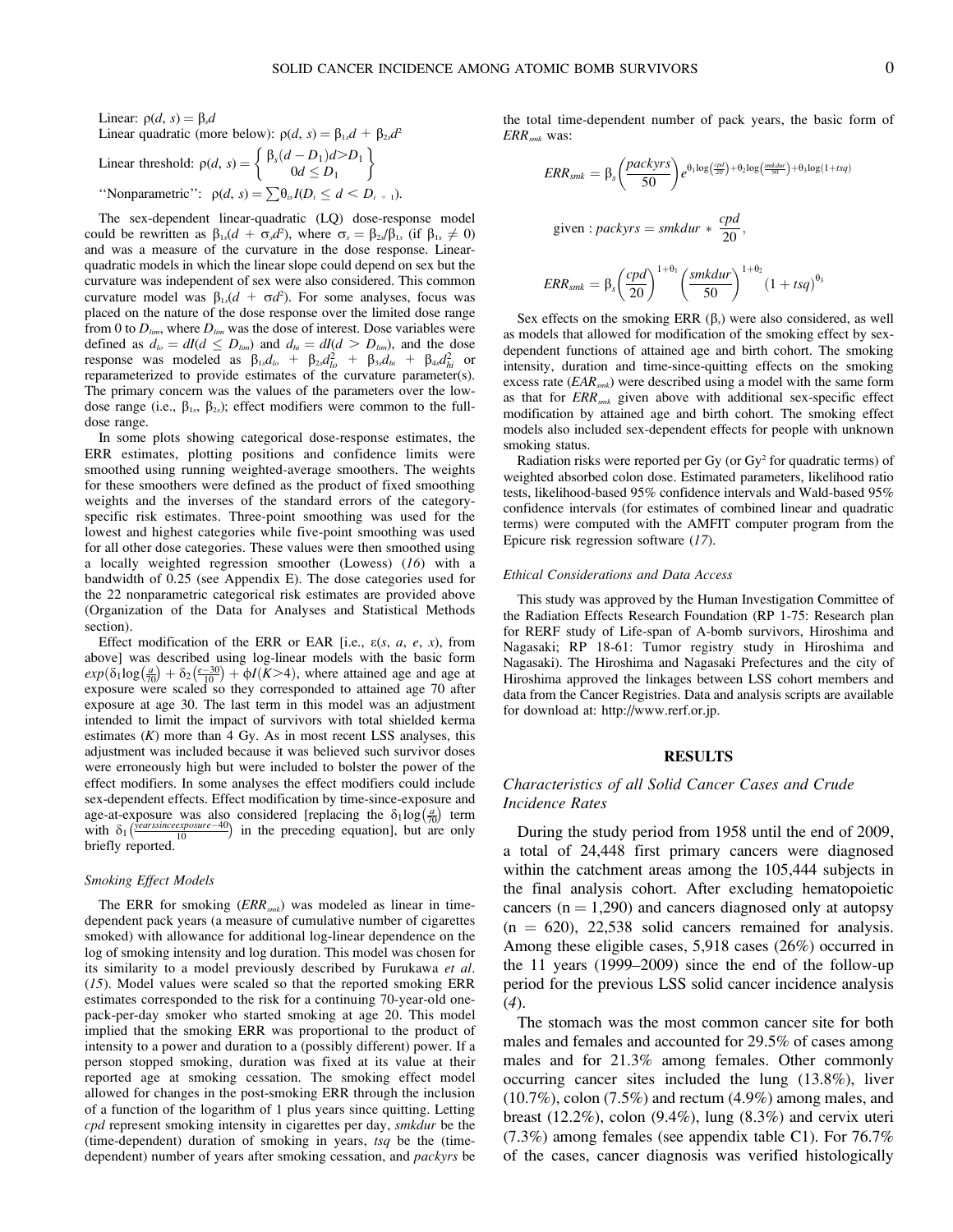Linear: $\rho(d, s) = \beta_s d$

Linear quadratic (more below): $\rho(d, s) = \beta_{1s} d + \beta_{2s} d^2$

Linear threshold: $\rho(d, s) = \left\{ \begin{array}{c} \beta_s(d - D_1) d > D_1 \\ 0 d \leq D_1 \end{array} \right\}$

''Nonparametric'': $\rho(d, s) = \sum \theta_{is} I(D_i \leq d < D_{i+1})$.

The sex-dependent linear-quadratic (LQ) dose-response model could be rewritten as $\beta_{1s}(d + \sigma_s d^2)$, where $\sigma_s = \beta_{2s}/\beta_{1s}$ (if $\beta_{1s} \neq 0$) and was a measure of the curvature in the dose response. Linear-quadratic models in which the linear slope could depend on sex but the curvature was independent of sex were also considered. This common curvature model was $\beta_{1s}(d + \sigma d^2)$. For some analyses, focus was placed on the nature of the dose response over the limited dose range from 0 to $D_{lim}$, where $D_{lim}$ was the dose of interest. Dose variables were defined as $d_{lo} = dI(d \leq D_{lim})$ and $d_{hi} = dI(d > D_{lim})$, and the dose response was modeled as $\beta_{1s} d_{lo} + \beta_{2s} d_{lo}^2 + \beta_{3s} d_{hi} + \beta_{4s} d_{hi}^2$ or reparameterized to provide estimates of the curvature parameter(s). The primary concern was the values of the parameters over the low-dose range (i.e., $\beta_{1s}$, $\beta_{2s}$); effect modifiers were common to the full-dose range.

In some plots showing categorical dose-response estimates, the ERR estimates, plotting positions and confidence limits were smoothed using running weighted-average smoothers. The weights for these smoothers were defined as the product of fixed smoothing weights and the inverses of the standard errors of the category-specific risk estimates. Three-point smoothing was used for the lowest and highest categories while five-point smoothing was used for all other dose categories. These values were then smoothed using a locally weighted regression smoother (Lowess) (*16*) with a bandwidth of 0.25 (see Appendix E). The dose categories used for the 22 nonparametric categorical risk estimates are provided above (Organization of the Data for Analyses and Statistical Methods section).

Effect modification of the ERR or EAR [i.e., $\varepsilon(s, a, e, x)$, from above] was described using log-linear models with the basic form $exp\left(\delta_1 \log\left(\frac{a}{70}\right) + \delta_2\left(\frac{e-30}{10}\right) + \phi I(K{>}4)\right)$, where attained age and age at exposure were scaled so they corresponded to attained age 70 after exposure at age 30. The last term in this model was an adjustment intended to limit the impact of survivors with total shielded kerma estimates ($K$) more than 4 Gy. As in most recent LSS analyses, this adjustment was included because it was believed such survivor doses were erroneously high but were included to bolster the power of the effect modifiers. In some analyses the effect modifiers could include sex-dependent effects. Effect modification by time-since-exposure and age-at-exposure was also considered [replacing the $\delta_1 \log\left(\frac{a}{70}\right)$ term with $\delta_1\left(\frac{yearssinceexposure - 40}{10}\right)$ in the preceding equation], but are only briefly reported.

### Smoking Effect Models

The ERR for smoking ($ERR_{smk}$) was modeled as linear in time-dependent pack years (a measure of cumulative number of cigarettes smoked) with allowance for additional log-linear dependence on the log of smoking intensity and log duration. This model was chosen for its similarity to a model previously described by Furukawa *et al.* (*15*). Model values were scaled so that the reported smoking ERR estimates corresponded to the risk for a continuing 70-year-old one-pack-per-day smoker who started smoking at age 20. This model implied that the smoking ERR was proportional to the product of intensity to a power and duration to a (possibly different) power. If a person stopped smoking, duration was fixed at its value at their reported age at smoking cessation. The smoking effect model allowed for changes in the post-smoking ERR through the inclusion of a function of the logarithm of 1 plus years since quitting. Letting *cpd* represent smoking intensity in cigarettes per day, *smkdur* be the (time-dependent) duration of smoking in years, *tsq* be the (time-dependent) number of years after smoking cessation, and *packyrs* be the total time-dependent number of pack years, the basic form of $ERR_{smk}$ was:

$$ERR_{smk} = \beta_s\left(\frac{packyrs}{50}\right) e^{\theta_1 \log\left(\frac{cpd}{20}\right) + \theta_2 \log\left(\frac{smkdur}{50}\right) + \theta_3 \log(1 + tsq)}$$

$$\text{given}: packyrs = smkdur * \frac{cpd}{20},$$

$$ERR_{smk} = \beta_s\left(\frac{cpd}{20}\right)^{1+\theta_1}\left(\frac{smkdur}{50}\right)^{1+\theta_2}(1 + tsq)^{\theta_3}$$

Sex effects on the smoking ERR ($\beta_s$) were also considered, as well as models that allowed for modification of the smoking effect by sex-dependent functions of attained age and birth cohort. The smoking intensity, duration and time-since-quitting effects on the smoking excess rate ($EAR_{smk}$) were described using a model with the same form as that for $ERR_{smk}$ given above with additional sex-specific effect modification by attained age and birth cohort. The smoking effect models also included sex-dependent effects for people with unknown smoking status.

Radiation risks were reported per Gy (or $Gy^2$ for quadratic terms) of weighted absorbed colon dose. Estimated parameters, likelihood ratio tests, likelihood-based 95% confidence intervals and Wald-based 95% confidence intervals (for estimates of combined linear and quadratic terms) were computed with the AMFIT computer program from the Epicure risk regression software (*17*).

### Ethical Considerations and Data Access

This study was approved by the Human Investigation Committee of the Radiation Effects Research Foundation (RP 1-75: Research plan for RERF study of Life-span of A-bomb survivors, Hiroshima and Nagasaki; RP 18-61: Tumor registry study in Hiroshima and Nagasaki). The Hiroshima and Nagasaki Prefectures and the city of Hiroshima approved the linkages between LSS cohort members and data from the Cancer Registries. Data and analysis scripts are available for download at: http://www.rerf.or.jp.

## RESULTS

### Characteristics of all Solid Cancer Cases and Crude Incidence Rates

During the study period from 1958 until the end of 2009, a total of 24,448 first primary cancers were diagnosed within the catchment areas among the 105,444 subjects in the final analysis cohort. After excluding hematopoietic cancers (n = 1,290) and cancers diagnosed only at autopsy (n = 620), 22,538 solid cancers remained for analysis. Among these eligible cases, 5,918 cases (26%) occurred in the 11 years (1999–2009) since the end of the follow-up period for the previous LSS solid cancer incidence analysis (*4*).

The stomach was the most common cancer site for both males and females and accounted for 29.5% of cases among males and for 21.3% among females. Other commonly occurring cancer sites included the lung (13.8%), liver (10.7%), colon (7.5%) and rectum (4.9%) among males, and breast (12.2%), colon (9.4%), lung (8.3%) and cervix uteri (7.3%) among females (see appendix table C1). For 76.7% of the cases, cancer diagnosis was verified histologically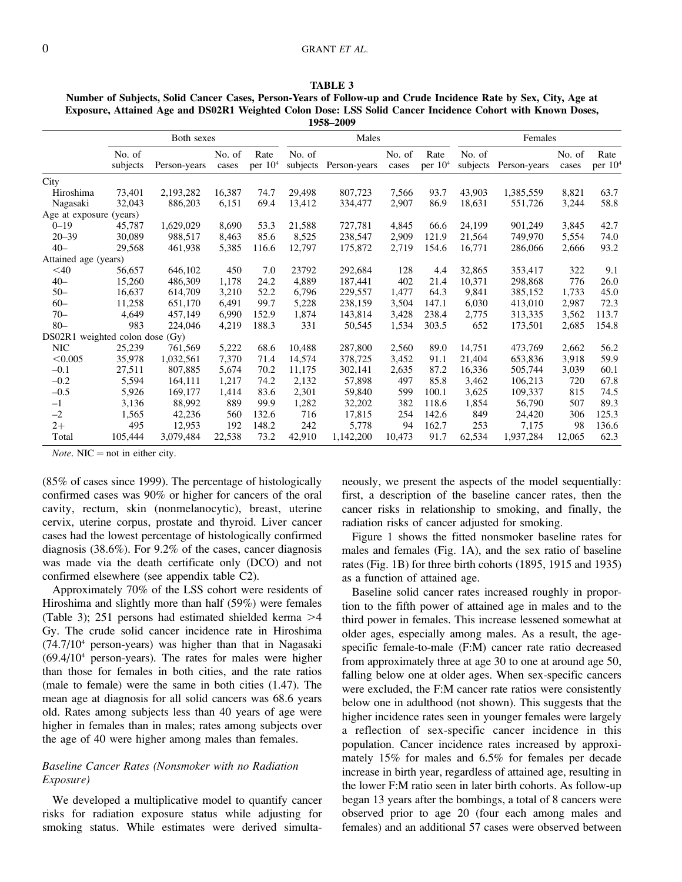**TABLE 3**
**Number of Subjects, Solid Cancer Cases, Person-Years of Follow-up and Crude Incidence Rate by Sex, City, Age at Exposure, Attained Age and DS02R1 Weighted Colon Dose: LSS Solid Cancer Incidence Cohort with Known Doses, 1958–2009**

| | Both sexes | | | | Males | | | | Females | | | |
|---|---|---|---|---|---|---|---|---|---|---|---|---|
| | No. of subjects | Person-years | No. of cases | Rate per $10^4$ | No. of subjects | Person-years | No. of cases | Rate per $10^4$ | No. of subjects | Person-years | No. of cases | Rate per $10^4$ |
| City | | | | | | | | | | | | |
| Hiroshima | 73,401 | 2,193,282 | 16,387 | 74.7 | 29,498 | 807,723 | 7,566 | 93.7 | 43,903 | 1,385,559 | 8,821 | 63.7 |
| Nagasaki | 32,043 | 886,203 | 6,151 | 69.4 | 13,412 | 334,477 | 2,907 | 86.9 | 18,631 | 551,726 | 3,244 | 58.8 |
| Age at exposure (years) | | | | | | | | | | | | |
| 0–19 | 45,787 | 1,629,029 | 8,690 | 53.3 | 21,588 | 727,781 | 4,845 | 66.6 | 24,199 | 901,249 | 3,845 | 42.7 |
| 20–39 | 30,089 | 988,517 | 8,463 | 85.6 | 8,525 | 238,547 | 2,909 | 121.9 | 21,564 | 749,970 | 5,554 | 74.0 |
| 40– | 29,568 | 461,938 | 5,385 | 116.6 | 12,797 | 175,872 | 2,719 | 154.6 | 16,771 | 286,066 | 2,666 | 93.2 |
| Attained age (years) | | | | | | | | | | | | |
| <40 | 56,657 | 646,102 | 450 | 7.0 | 23792 | 292,684 | 128 | 4.4 | 32,865 | 353,417 | 322 | 9.1 |
| 40– | 15,260 | 486,309 | 1,178 | 24.2 | 4,889 | 187,441 | 402 | 21.4 | 10,371 | 298,868 | 776 | 26.0 |
| 50– | 16,637 | 614,709 | 3,210 | 52.2 | 6,796 | 229,557 | 1,477 | 64.3 | 9,841 | 385,152 | 1,733 | 45.0 |
| 60– | 11,258 | 651,170 | 6,491 | 99.7 | 5,228 | 238,159 | 3,504 | 147.1 | 6,030 | 413,010 | 2,987 | 72.3 |
| 70– | 4,649 | 457,149 | 6,990 | 152.9 | 1,874 | 143,814 | 3,428 | 238.4 | 2,775 | 313,335 | 3,562 | 113.7 |
| 80– | 983 | 224,046 | 4,219 | 188.3 | 331 | 50,545 | 1,534 | 303.5 | 652 | 173,501 | 2,685 | 154.8 |
| DS02R1 weighted colon dose (Gy) | | | | | | | | | | | | |
| NIC | 25,239 | 761,569 | 5,222 | 68.6 | 10,488 | 287,800 | 2,560 | 89.0 | 14,751 | 473,769 | 2,662 | 56.2 |
| <0.005 | 35,978 | 1,032,561 | 7,370 | 71.4 | 14,574 | 378,725 | 3,452 | 91.1 | 21,404 | 653,836 | 3,918 | 59.9 |
| –0.1 | 27,511 | 807,885 | 5,674 | 70.2 | 11,175 | 302,141 | 2,635 | 87.2 | 16,336 | 505,744 | 3,039 | 60.1 |
| –0.2 | 5,594 | 164,111 | 1,217 | 74.2 | 2,132 | 57,898 | 497 | 85.8 | 3,462 | 106,213 | 720 | 67.8 |
| –0.5 | 5,926 | 169,177 | 1,414 | 83.6 | 2,301 | 59,840 | 599 | 100.1 | 3,625 | 109,337 | 815 | 74.5 |
| –1 | 3,136 | 88,992 | 889 | 99.9 | 1,282 | 32,202 | 382 | 118.6 | 1,854 | 56,790 | 507 | 89.3 |
| –2 | 1,565 | 42,236 | 560 | 132.6 | 716 | 17,815 | 254 | 142.6 | 849 | 24,420 | 306 | 125.3 |
| 2+ | 495 | 12,953 | 192 | 148.2 | 242 | 5,778 | 94 | 162.7 | 253 | 7,175 | 98 | 136.6 |
| Total | 105,444 | 3,079,484 | 22,538 | 73.2 | 42,910 | 1,142,200 | 10,473 | 91.7 | 62,534 | 1,937,284 | 12,065 | 62.3 |

*Note*. NIC = not in either city.

(85% of cases since 1999). The percentage of histologically confirmed cases was 90% or higher for cancers of the oral cavity, rectum, skin (nonmelanocytic), breast, uterine cervix, uterine corpus, prostate and thyroid. Liver cancer cases had the lowest percentage of histologically confirmed diagnosis (38.6%). For 9.2% of the cases, cancer diagnosis was made via the death certificate only (DCO) and not confirmed elsewhere (see appendix table C2).

Approximately 70% of the LSS cohort were residents of Hiroshima and slightly more than half (59%) were females (Table 3); 251 persons had estimated shielded kerma >4 Gy. The crude solid cancer incidence rate in Hiroshima ($74.7/10^4$ person-years) was higher than that in Nagasaki ($69.4/10^4$ person-years). The rates for males were higher than those for females in both cities, and the rate ratios (male to female) were the same in both cities (1.47). The mean age at diagnosis for all solid cancers was 68.6 years old. Rates among subjects less than 40 years of age were higher in females than in males; rates among subjects over the age of 40 were higher among males than females.

### *Baseline Cancer Rates (Nonsmoker with no Radiation Exposure)*

We developed a multiplicative model to quantify cancer risks for radiation exposure status while adjusting for smoking status. While estimates were derived simultaneously, we present the aspects of the model sequentially: first, a description of the baseline cancer rates, then the cancer risks in relationship to smoking, and finally, the radiation risks of cancer adjusted for smoking.

Figure 1 shows the fitted nonsmoker baseline rates for males and females (Fig. 1A), and the sex ratio of baseline rates (Fig. 1B) for three birth cohorts (1895, 1915 and 1935) as a function of attained age.

Baseline solid cancer rates increased roughly in proportion to the fifth power of attained age in males and to the third power in females. This increase lessened somewhat at older ages, especially among males. As a result, the age-specific female-to-male (F:M) cancer rate ratio decreased from approximately three at age 30 to one at around age 50, falling below one at older ages. When sex-specific cancers were excluded, the F:M cancer rate ratios were consistently below one in adulthood (not shown). This suggests that the higher incidence rates seen in younger females were largely a reflection of sex-specific cancer incidence in this population. Cancer incidence rates increased by approximately 15% for males and 6.5% for females per decade increase in birth year, regardless of attained age, resulting in the lower F:M ratio seen in later birth cohorts. As follow-up began 13 years after the bombings, a total of 8 cancers were observed prior to age 20 (four each among males and females) and an additional 57 cases were observed between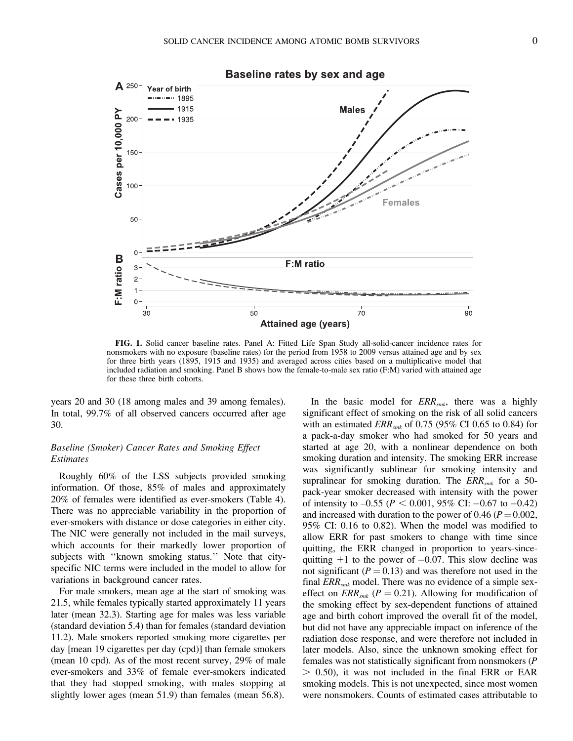**FIG. 1.** Solid cancer baseline rates. Panel A: Fitted Life Span Study all-solid-cancer incidence rates for nonsmokers with no exposure (baseline rates) for the period from 1958 to 2009 versus attained age and by sex for three birth years (1895, 1915 and 1935) and averaged across cities based on a multiplicative model that included radiation and smoking. Panel B shows how the female-to-male sex ratio (F:M) varied with attained age for these three birth cohorts.

years 20 and 30 (18 among males and 39 among females). In total, 99.7% of all observed cancers occurred after age 30.

### Baseline (Smoker) Cancer Rates and Smoking Effect Estimates

Roughly 60% of the LSS subjects provided smoking information. Of those, 85% of males and approximately 20% of females were identified as ever-smokers (Table 4). There was no appreciable variability in the proportion of ever-smokers with distance or dose categories in either city. The NIC were generally not included in the mail surveys, which accounts for their markedly lower proportion of subjects with "known smoking status." Note that city-specific NIC terms were included in the model to allow for variations in background cancer rates.

For male smokers, mean age at the start of smoking was 21.5, while females typically started approximately 11 years later (mean 32.3). Starting age for males was less variable (standard deviation 5.4) than for females (standard deviation 11.2). Male smokers reported smoking more cigarettes per day [mean 19 cigarettes per day (cpd)] than female smokers (mean 10 cpd). As of the most recent survey, 29% of male ever-smokers and 33% of female ever-smokers indicated that they had stopped smoking, with males stopping at slightly lower ages (mean 51.9) than females (mean 56.8).

In the basic model for $ERR_{smk}$, there was a highly significant effect of smoking on the risk of all solid cancers with an estimated $ERR_{smk}$ of 0.75 (95% CI 0.65 to 0.84) for a pack-a-day smoker who had smoked for 50 years and started at age 20, with a nonlinear dependence on both smoking duration and intensity. The smoking ERR increase was significantly sublinear for smoking intensity and supralinear for smoking duration. The $ERR_{smk}$ for a 50-pack-year smoker decreased with intensity with the power of intensity to –0.55 ($P < 0.001$, 95% CI: −0.67 to −0.42) and increased with duration to the power of 0.46 ($P = 0.002$, 95% CI: 0.16 to 0.82). When the model was modified to allow ERR for past smokers to change with time since quitting, the ERR changed in proportion to years-since-quitting +1 to the power of −0.07. This slow decline was not significant ($P = 0.13$) and was therefore not used in the final $ERR_{smk}$ model. There was no evidence of a simple sex-effect on $ERR_{smk}$ ($P = 0.21$). Allowing for modification of the smoking effect by sex-dependent functions of attained age and birth cohort improved the overall fit of the model, but did not have any appreciable impact on inference of the radiation dose response, and were therefore not included in later models. Also, since the unknown smoking effect for females was not statistically significant from nonsmokers ($P > 0.50$), it was not included in the final ERR or EAR smoking models. This is not unexpected, since most women were nonsmokers. Counts of estimated cases attributable to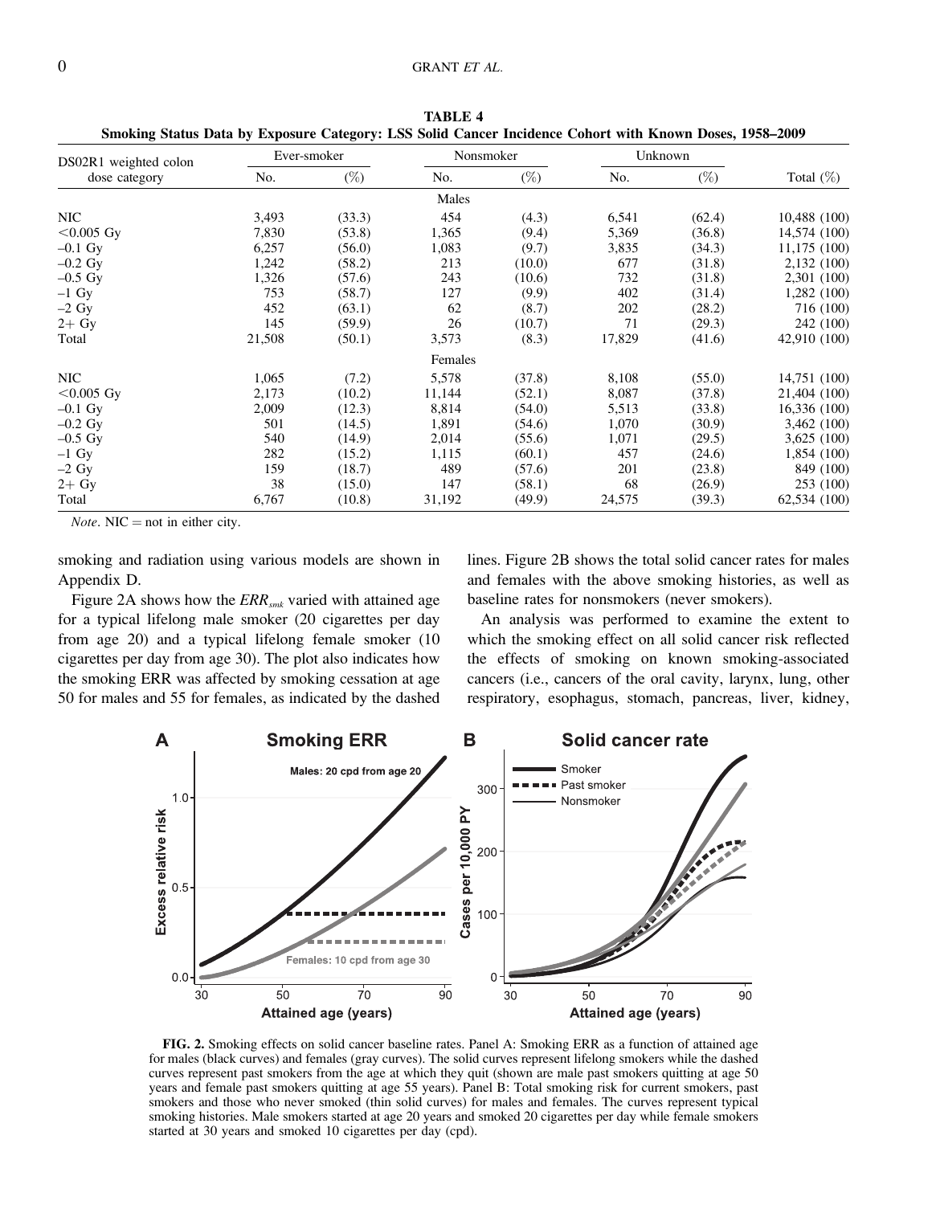**TABLE 4**
**Smoking Status Data by Exposure Category: LSS Solid Cancer Incidence Cohort with Known Doses, 1958–2009**

| DS02R1 weighted colon dose category | Ever-smoker | | Nonsmoker | | Unknown | | Total (%) |
|---|---|---|---|---|---|---|---|
| | No. | (%) | No. | (%) | No. | (%) | |
| **Males** | | | | | | | |
| NIC | 3,493 | (33.3) | 454 | (4.3) | 6,541 | (62.4) | 10,488 (100) |
| <0.005 Gy | 7,830 | (53.8) | 1,365 | (9.4) | 5,369 | (36.8) | 14,574 (100) |
| –0.1 Gy | 6,257 | (56.0) | 1,083 | (9.7) | 3,835 | (34.3) | 11,175 (100) |
| –0.2 Gy | 1,242 | (58.2) | 213 | (10.0) | 677 | (31.8) | 2,132 (100) |
| –0.5 Gy | 1,326 | (57.6) | 243 | (10.6) | 732 | (31.8) | 2,301 (100) |
| –1 Gy | 753 | (58.7) | 127 | (9.9) | 402 | (31.4) | 1,282 (100) |
| –2 Gy | 452 | (63.1) | 62 | (8.7) | 202 | (28.2) | 716 (100) |
| 2+ Gy | 145 | (59.9) | 26 | (10.7) | 71 | (29.3) | 242 (100) |
| Total | 21,508 | (50.1) | 3,573 | (8.3) | 17,829 | (41.6) | 42,910 (100) |
| **Females** | | | | | | | |
| NIC | 1,065 | (7.2) | 5,578 | (37.8) | 8,108 | (55.0) | 14,751 (100) |
| <0.005 Gy | 2,173 | (10.2) | 11,144 | (52.1) | 8,087 | (37.8) | 21,404 (100) |
| –0.1 Gy | 2,009 | (12.3) | 8,814 | (54.0) | 5,513 | (33.8) | 16,336 (100) |
| –0.2 Gy | 501 | (14.5) | 1,891 | (54.6) | 1,070 | (30.9) | 3,462 (100) |
| –0.5 Gy | 540 | (14.9) | 2,014 | (55.6) | 1,071 | (29.5) | 3,625 (100) |
| –1 Gy | 282 | (15.2) | 1,115 | (60.1) | 457 | (24.6) | 1,854 (100) |
| –2 Gy | 159 | (18.7) | 489 | (57.6) | 201 | (23.8) | 849 (100) |
| 2+ Gy | 38 | (15.0) | 147 | (58.1) | 68 | (26.9) | 253 (100) |
| Total | 6,767 | (10.8) | 31,192 | (49.9) | 24,575 | (39.3) | 62,534 (100) |

*Note*. NIC = not in either city.

smoking and radiation using various models are shown in Appendix D.

Figure 2A shows how the $ERR_{smk}$ varied with attained age for a typical lifelong male smoker (20 cigarettes per day from age 20) and a typical lifelong female smoker (10 cigarettes per day from age 30). The plot also indicates how the smoking ERR was affected by smoking cessation at age 50 for males and 55 for females, as indicated by the dashed lines. Figure 2B shows the total solid cancer rates for males and females with the above smoking histories, as well as baseline rates for nonsmokers (never smokers).

An analysis was performed to examine the extent to which the smoking effect on all solid cancer risk reflected the effects of smoking on known smoking-associated cancers (i.e., cancers of the oral cavity, larynx, lung, other respiratory, esophagus, stomach, pancreas, liver, kidney,

**FIG. 2.** Smoking effects on solid cancer baseline rates. Panel A: Smoking ERR as a function of attained age for males (black curves) and females (gray curves). The solid curves represent lifelong smokers while the dashed curves represent past smokers from the age at which they quit (shown are male past smokers quitting at age 50 years and female past smokers quitting at age 55 years). Panel B: Total smoking risk for current smokers, past smokers and those who never smoked (thin solid curves) for males and females. The curves represent typical smoking histories. Male smokers started at age 20 years and smoked 20 cigarettes per day while female smokers started at 30 years and smoked 10 cigarettes per day (cpd).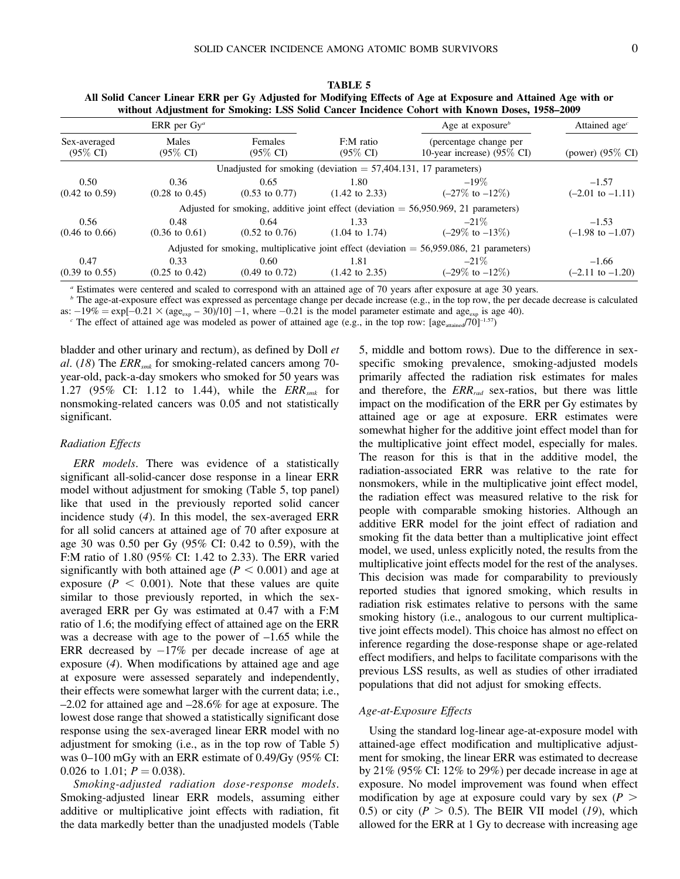**TABLE 5**
**All Solid Cancer Linear ERR per Gy Adjusted for Modifying Effects of Age at Exposure and Attained Age with or without Adjustment for Smoking: LSS Solid Cancer Incidence Cohort with Known Doses, 1958–2009**

| ERR per Gy[a] | | | | Age at exposure[b] | Attained age[c] |
|---|---|---|---|---|---|
| Sex-averaged (95% CI) | Males (95% CI) | Females (95% CI) | F:M ratio (95% CI) | (percentage change per 10-year increase) (95% CI) | (power) (95% CI) |
| Unadjusted for smoking (deviation = 57,404.131, 17 parameters) | | | | | |
| 0.50 (0.42 to 0.59) | 0.36 (0.28 to 0.45) | 0.65 (0.53 to 0.77) | 1.80 (1.42 to 2.33) | –19% (–27% to –12%) | –1.57 (–2.01 to –1.11) |
| Adjusted for smoking, additive joint effect (deviation = 56,950.969, 21 parameters) | | | | | |
| 0.56 (0.46 to 0.66) | 0.48 (0.36 to 0.61) | 0.64 (0.52 to 0.76) | 1.33 (1.04 to 1.74) | –21% (–29% to –13%) | –1.53 (–1.98 to –1.07) |
| Adjusted for smoking, multiplicative joint effect (deviation = 56,959.086, 21 parameters) | | | | | |
| 0.47 (0.39 to 0.55) | 0.33 (0.25 to 0.42) | 0.60 (0.49 to 0.72) | 1.81 (1.42 to 2.35) | –21% (–29% to –12%) | –1.66 (–2.11 to –1.20) |

[a] Estimates were centered and scaled to correspond with an attained age of 70 years after exposure at age 30 years.
[b] The age-at-exposure effect was expressed as percentage change per decade increase (e.g., in the top row, the per decade decrease is calculated as: $-19\% = \exp[-0.21 \times (age_{exp} - 30)/10] - 1$, where $-0.21$ is the model parameter estimate and $age_{exp}$ is age 40).
[c] The effect of attained age was modeled as power of attained age (e.g., in the top row: $[age_{attained}/70]^{-1.57}$)

bladder and other urinary and rectum), as defined by Doll *et al.* (*18*) The $ERR_{smk}$ for smoking-related cancers among 70-year-old, pack-a-day smokers who smoked for 50 years was 1.27 (95% CI: 1.12 to 1.44), while the $ERR_{smk}$ for nonsmoking-related cancers was 0.05 and not statistically significant.

### *Radiation Effects*

*ERR models*. There was evidence of a statistically significant all-solid-cancer dose response in a linear ERR model without adjustment for smoking (Table 5, top panel) like that used in the previously reported solid cancer incidence study (*4*). In this model, the sex-averaged ERR for all solid cancers at attained age of 70 after exposure at age 30 was 0.50 per Gy (95% CI: 0.42 to 0.59), with the F:M ratio of 1.80 (95% CI: 1.42 to 2.33). The ERR varied significantly with both attained age ($P < 0.001$) and age at exposure ($P < 0.001$). Note that these values are quite similar to those previously reported, in which the sex-averaged ERR per Gy was estimated at 0.47 with a F:M ratio of 1.6; the modifying effect of attained age on the ERR was a decrease with age to the power of –1.65 while the ERR decreased by –17% per decade increase of age at exposure (*4*). When modifications by attained age and age at exposure were assessed separately and independently, their effects were somewhat larger with the current data; i.e., –2.02 for attained age and –28.6% for age at exposure. The lowest dose range that showed a statistically significant dose response using the sex-averaged linear ERR model with no adjustment for smoking (i.e., as in the top row of Table 5) was 0–100 mGy with an ERR estimate of 0.49/Gy (95% CI: 0.026 to 1.01; $P = 0.038$).

*Smoking-adjusted radiation dose-response models*. Smoking-adjusted linear ERR models, assuming either additive or multiplicative joint effects with radiation, fit the data markedly better than the unadjusted models (Table 5, middle and bottom rows). Due to the difference in sex-specific smoking prevalence, smoking-adjusted models primarily affected the radiation risk estimates for males and therefore, the $ERR_{rad}$ sex-ratios, but there was little impact on the modification of the ERR per Gy estimates by attained age or age at exposure. ERR estimates were somewhat higher for the additive joint effect model than for the multiplicative joint effect model, especially for males. The reason for this is that in the additive model, the radiation-associated ERR was relative to the rate for nonsmokers, while in the multiplicative joint effect model, the radiation effect was measured relative to the risk for people with comparable smoking histories. Although an additive ERR model for the joint effect of radiation and smoking fit the data better than a multiplicative joint effect model, we used, unless explicitly noted, the results from the multiplicative joint effects model for the rest of the analyses. This decision was made for comparability to previously reported studies that ignored smoking, which results in radiation risk estimates relative to persons with the same smoking history (i.e., analogous to our current multiplicative joint effects model). This choice has almost no effect on inference regarding the dose-response shape or age-related effect modifiers, and helps to facilitate comparisons with the previous LSS results, as well as studies of other irradiated populations that did not adjust for smoking effects.

### *Age-at-Exposure Effects*

Using the standard log-linear age-at-exposure model with attained-age effect modification and multiplicative adjustment for smoking, the linear ERR was estimated to decrease by 21% (95% CI: 12% to 29%) per decade increase in age at exposure. No model improvement was found when effect modification by age at exposure could vary by sex ($P > 0.5$) or city ($P > 0.5$). The BEIR VII model (*19*), which allowed for the ERR at 1 Gy to decrease with increasing age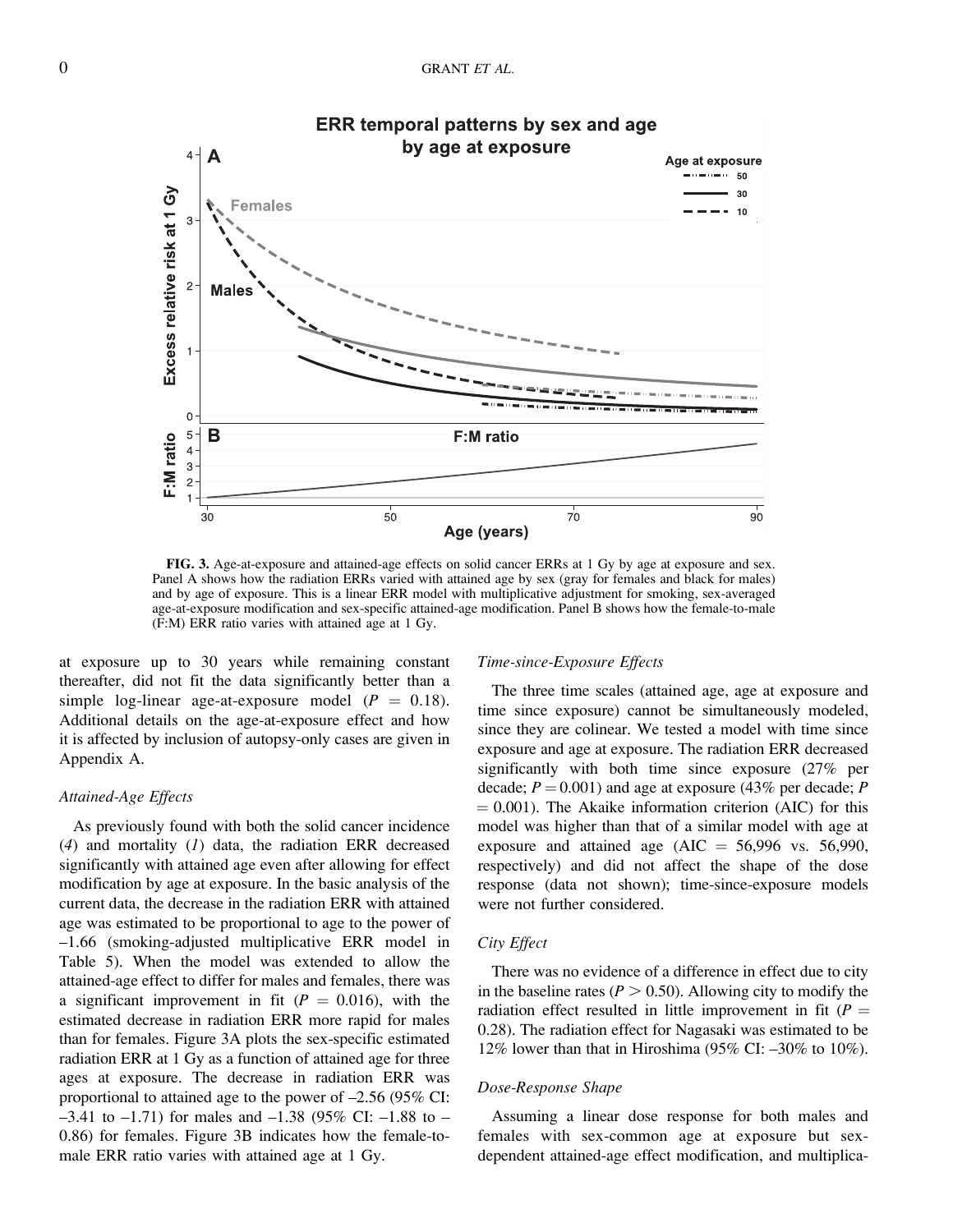**FIG. 3.** Age-at-exposure and attained-age effects on solid cancer ERRs at 1 Gy by age at exposure and sex. Panel A shows how the radiation ERRs varied with attained age by sex (gray for females and black for males) and by age of exposure. This is a linear ERR model with multiplicative adjustment for smoking, sex-averaged age-at-exposure modification and sex-specific attained-age modification. Panel B shows how the female-to-male (F:M) ERR ratio varies with attained age at 1 Gy.

at exposure up to 30 years while remaining constant thereafter, did not fit the data significantly better than a simple log-linear age-at-exposure model ($P = 0.18$). Additional details on the age-at-exposure effect and how it is affected by inclusion of autopsy-only cases are given in Appendix A.

### *Attained-Age Effects*

As previously found with both the solid cancer incidence (*4*) and mortality (*1*) data, the radiation ERR decreased significantly with attained age even after allowing for effect modification by age at exposure. In the basic analysis of the current data, the decrease in the radiation ERR with attained age was estimated to be proportional to age to the power of –1.66 (smoking-adjusted multiplicative ERR model in Table 5). When the model was extended to allow the attained-age effect to differ for males and females, there was a significant improvement in fit ($P = 0.016$), with the estimated decrease in radiation ERR more rapid for males than for females. Figure 3A plots the sex-specific estimated radiation ERR at 1 Gy as a function of attained age for three ages at exposure. The decrease in radiation ERR was proportional to attained age to the power of –2.56 (95% CI: –3.41 to –1.71) for males and –1.38 (95% CI: –1.88 to – 0.86) for females. Figure 3B indicates how the female-to-male ERR ratio varies with attained age at 1 Gy.

### *Time-since-Exposure Effects*

The three time scales (attained age, age at exposure and time since exposure) cannot be simultaneously modeled, since they are colinear. We tested a model with time since exposure and age at exposure. The radiation ERR decreased significantly with both time since exposure (27% per decade; $P = 0.001$) and age at exposure (43% per decade; $P = 0.001$). The Akaike information criterion (AIC) for this model was higher than that of a similar model with age at exposure and attained age (AIC = 56,996 vs. 56,990, respectively) and did not affect the shape of the dose response (data not shown); time-since-exposure models were not further considered.

### *City Effect*

There was no evidence of a difference in effect due to city in the baseline rates ($P > 0.50$). Allowing city to modify the radiation effect resulted in little improvement in fit ($P = 0.28$). The radiation effect for Nagasaki was estimated to be 12% lower than that in Hiroshima (95% CI: –30% to 10%).

### *Dose-Response Shape*

Assuming a linear dose response for both males and females with sex-common age at exposure but sex-dependent attained-age effect modification, and multiplica-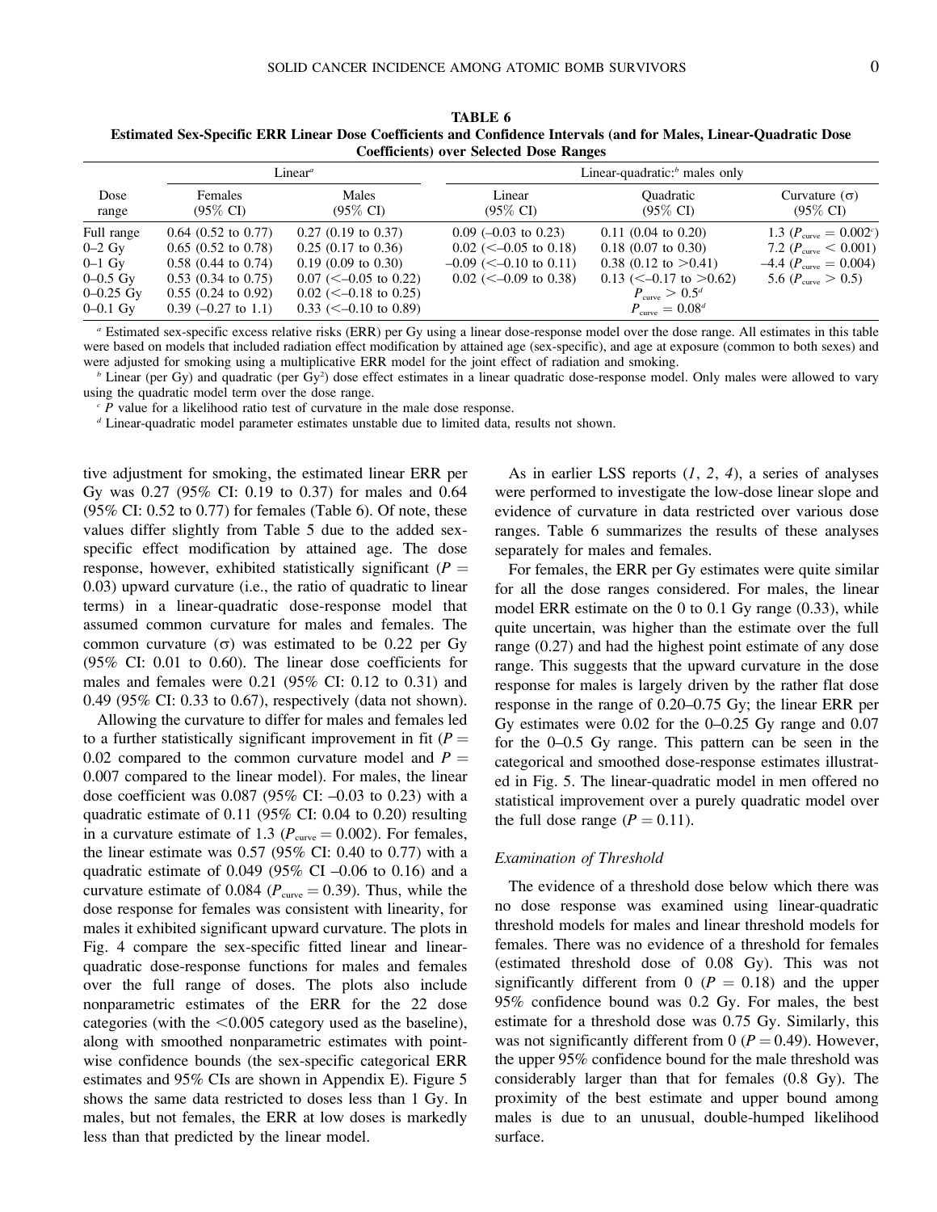**TABLE 6**
**Estimated Sex-Specific ERR Linear Dose Coefficients and Confidence Intervals (and for Males, Linear-Quadratic Dose Coefficients) over Selected Dose Ranges**

| Dose range | Linear[a] | | Linear-quadratic:[b] males only | | |
|---|---|---|---|---|---|
| | Females (95% CI) | Males (95% CI) | Linear (95% CI) | Quadratic (95% CI) | Curvature (σ) (95% CI) |
| Full range | 0.64 (0.52 to 0.77) | 0.27 (0.19 to 0.37) | 0.09 (–0.03 to 0.23) | 0.11 (0.04 to 0.20) | 1.3 ($P_{curve}$ = 0.002[c]) |
| 0–2 Gy | 0.65 (0.52 to 0.78) | 0.25 (0.17 to 0.36) | 0.02 (<–0.05 to 0.18) | 0.18 (0.07 to 0.30) | 7.2 ($P_{curve}$ < 0.001) |
| 0–1 Gy | 0.58 (0.44 to 0.74) | 0.19 (0.09 to 0.30) | –0.09 (<–0.10 to 0.11) | 0.38 (0.12 to >0.41) | –4.4 ($P_{curve}$ = 0.004) |
| 0–0.5 Gy | 0.53 (0.34 to 0.75) | 0.07 (<–0.05 to 0.22) | 0.02 (<–0.09 to 0.38) | 0.13 (<–0.17 to >0.62) | 5.6 ($P_{curve}$ > 0.5) |
| 0–0.25 Gy | 0.55 (0.24 to 0.92) | 0.02 (<–0.18 to 0.25) | | $P_{curve}$ > 0.5[d] | |
| 0–0.1 Gy | 0.39 (–0.27 to 1.1) | 0.33 (<–0.10 to 0.89) | | $P_{curve}$ = 0.08[d] | |

[a] Estimated sex-specific excess relative risks (ERR) per Gy using a linear dose-response model over the dose range. All estimates in this table were based on models that included radiation effect modification by attained age (sex-specific), and age at exposure (common to both sexes) and were adjusted for smoking using a multiplicative ERR model for the joint effect of radiation and smoking.

[b] Linear (per Gy) and quadratic (per Gy$^2$) dose effect estimates in a linear quadratic dose-response model. Only males were allowed to vary using the quadratic model term over the dose range.

[c] $P$ value for a likelihood ratio test of curvature in the male dose response.

[d] Linear-quadratic model parameter estimates unstable due to limited data, results not shown.

tive adjustment for smoking, the estimated linear ERR per Gy was 0.27 (95% CI: 0.19 to 0.37) for males and 0.64 (95% CI: 0.52 to 0.77) for females (Table 6). Of note, these values differ slightly from Table 5 due to the added sex-specific effect modification by attained age. The dose response, however, exhibited statistically significant ($P$ = 0.03) upward curvature (i.e., the ratio of quadratic to linear terms) in a linear-quadratic dose-response model that assumed common curvature for males and females. The common curvature (σ) was estimated to be 0.22 per Gy (95% CI: 0.01 to 0.60). The linear dose coefficients for males and females were 0.21 (95% CI: 0.12 to 0.31) and 0.49 (95% CI: 0.33 to 0.67), respectively (data not shown).

Allowing the curvature to differ for males and females led to a further statistically significant improvement in fit ($P$ = 0.02 compared to the common curvature model and $P$ = 0.007 compared to the linear model). For males, the linear dose coefficient was 0.087 (95% CI: –0.03 to 0.23) with a quadratic estimate of 0.11 (95% CI: 0.04 to 0.20) resulting in a curvature estimate of 1.3 ($P_{curve}$ = 0.002). For females, the linear estimate was 0.57 (95% CI: 0.40 to 0.77) with a quadratic estimate of 0.049 (95% CI –0.06 to 0.16) and a curvature estimate of 0.084 ($P_{curve}$ = 0.39). Thus, while the dose response for females was consistent with linearity, for males it exhibited significant upward curvature. The plots in Fig. 4 compare the sex-specific fitted linear and linear-quadratic dose-response functions for males and females over the full range of doses. The plots also include nonparametric estimates of the ERR for the 22 dose categories (with the <0.005 category used as the baseline), along with smoothed nonparametric estimates with point-wise confidence bounds (the sex-specific categorical ERR estimates and 95% CIs are shown in Appendix E). Figure 5 shows the same data restricted to doses less than 1 Gy. In males, but not females, the ERR at low doses is markedly less than that predicted by the linear model.

As in earlier LSS reports (*1*, *2*, *4*), a series of analyses were performed to investigate the low-dose linear slope and evidence of curvature in data restricted over various dose ranges. Table 6 summarizes the results of these analyses separately for males and females.

For females, the ERR per Gy estimates were quite similar for all the dose ranges considered. For males, the linear model ERR estimate on the 0 to 0.1 Gy range (0.33), while quite uncertain, was higher than the estimate over the full range (0.27) and had the highest point estimate of any dose range. This suggests that the upward curvature in the dose response for males is largely driven by the rather flat dose response in the range of 0.20–0.75 Gy; the linear ERR per Gy estimates were 0.02 for the 0–0.25 Gy range and 0.07 for the 0–0.5 Gy range. This pattern can be seen in the categorical and smoothed dose-response estimates illustrated in Fig. 5. The linear-quadratic model in men offered no statistical improvement over a purely quadratic model over the full dose range ($P$ = 0.11).

### *Examination of Threshold*

The evidence of a threshold dose below which there was no dose response was examined using linear-quadratic threshold models for males and linear threshold models for females. There was no evidence of a threshold for females (estimated threshold dose of 0.08 Gy). This was not significantly different from 0 ($P$ = 0.18) and the upper 95% confidence bound was 0.2 Gy. For males, the best estimate for a threshold dose was 0.75 Gy. Similarly, this was not significantly different from 0 ($P$ = 0.49). However, the upper 95% confidence bound for the male threshold was considerably larger than that for females (0.8 Gy). The proximity of the best estimate and upper bound among males is due to an unusual, double-humped likelihood surface.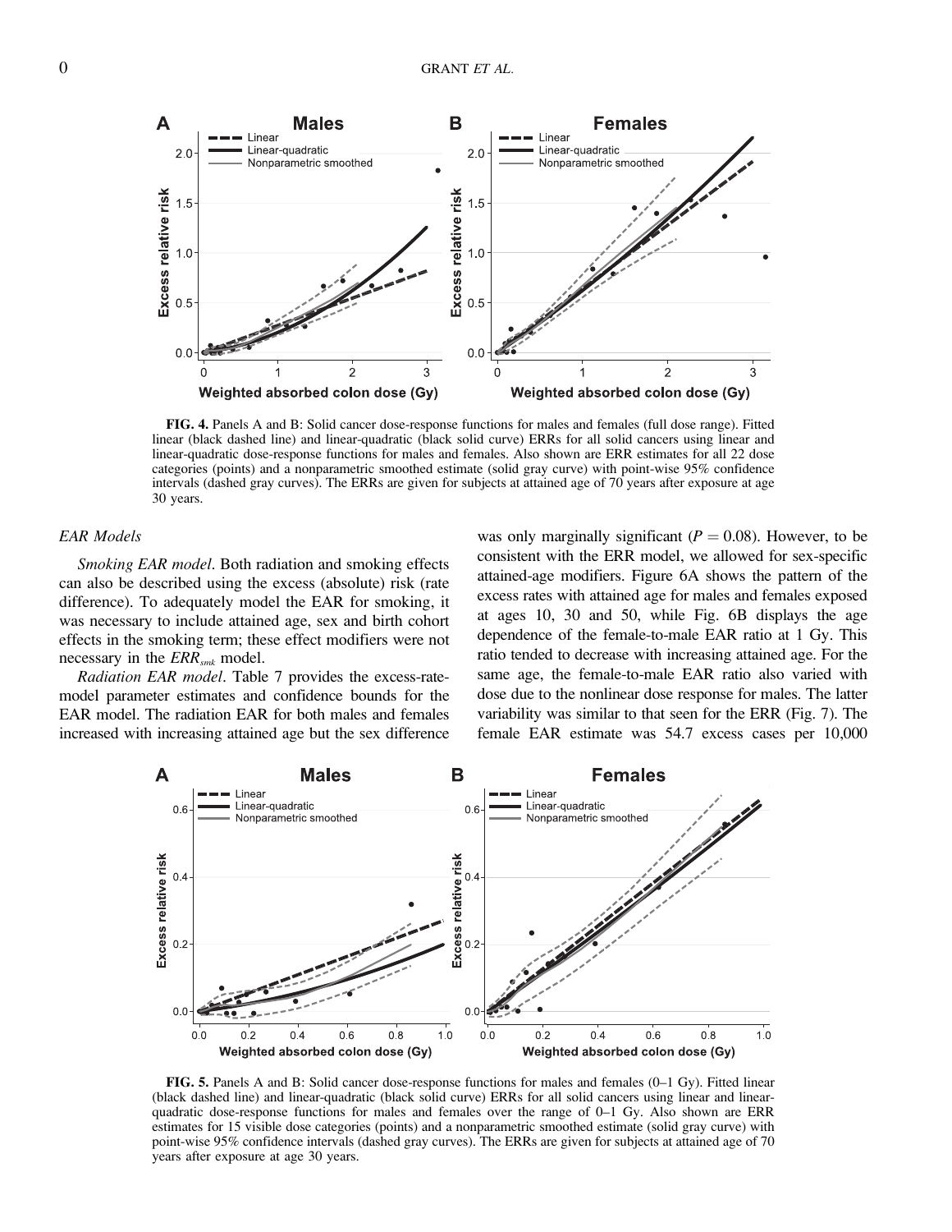**FIG. 4.** Panels A and B: Solid cancer dose-response functions for males and females (full dose range). Fitted linear (black dashed line) and linear-quadratic (black solid curve) ERRs for all solid cancers using linear and linear-quadratic dose-response functions for males and females. Also shown are ERR estimates for all 22 dose categories (points) and a nonparametric smoothed estimate (solid gray curve) with point-wise 95% confidence intervals (dashed gray curves). The ERRs are given for subjects at attained age of 70 years after exposure at age 30 years.

### *EAR Models*

*Smoking EAR model*. Both radiation and smoking effects can also be described using the excess (absolute) risk (rate difference). To adequately model the EAR for smoking, it was necessary to include attained age, sex and birth cohort effects in the smoking term; these effect modifiers were not necessary in the $ERR_{smk}$ model.

*Radiation EAR model*. Table 7 provides the excess-rate-model parameter estimates and confidence bounds for the EAR model. The radiation EAR for both males and females increased with increasing attained age but the sex difference was only marginally significant ($P = 0.08$). However, to be consistent with the ERR model, we allowed for sex-specific attained-age modifiers. Figure 6A shows the pattern of the excess rates with attained age for males and females exposed at ages 10, 30 and 50, while Fig. 6B displays the age dependence of the female-to-male EAR ratio at 1 Gy. This ratio tended to decrease with increasing attained age. For the same age, the female-to-male EAR ratio also varied with dose due to the nonlinear dose response for males. The latter variability was similar to that seen for the ERR (Fig. 7). The female EAR estimate was 54.7 excess cases per 10,000

**FIG. 5.** Panels A and B: Solid cancer dose-response functions for males and females (0–1 Gy). Fitted linear (black dashed line) and linear-quadratic (black solid curve) ERRs for all solid cancers using linear and linear-quadratic dose-response functions for males and females over the range of 0–1 Gy. Also shown are ERR estimates for 15 visible dose categories (points) and a nonparametric smoothed estimate (solid gray curve) with point-wise 95% confidence intervals (dashed gray curves). The ERRs are given for subjects at attained age of 70 years after exposure at age 30 years.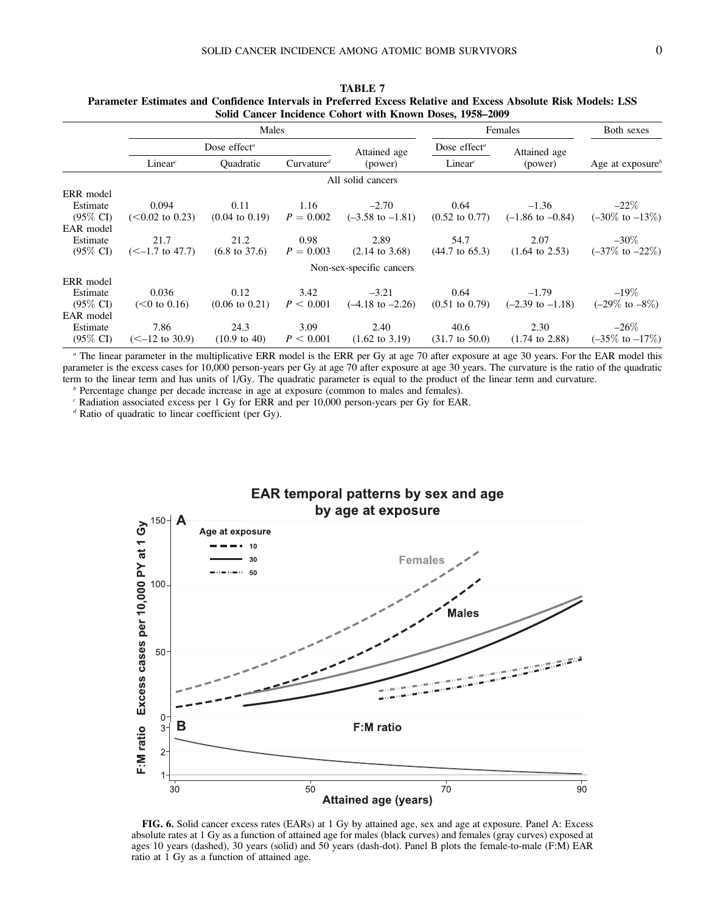**TABLE 7**
**Parameter Estimates and Confidence Intervals in Preferred Excess Relative and Excess Absolute Risk Models: LSS Solid Cancer Incidence Cohort with Known Doses, 1958–2009**

| | Males | | | | Females | | Both sexes |
|---|---|---|---|---|---|---|---|
| | Dose effect[a] | | | Attained age | Dose effect[a] | Attained age | |
| | Linear[c] | Quadratic | Curvature[d] | (power) | Linear[c] | (power) | Age at exposure[b] |
| | | | | All solid cancers | | | |
| ERR model | | | | | | | |
| Estimate | 0.094 | 0.11 | 1.16 | –2.70 | 0.64 | –1.36 | –22% |
| (95% CI) | (<0.02 to 0.23) | (0.04 to 0.19) | $P = 0.002$ | (–3.58 to –1.81) | (0.52 to 0.77) | (–1.86 to –0.84) | (–30% to –13%) |
| EAR model | | | | | | | |
| Estimate | 21.7 | 21.2 | 0.98 | 2.89 | 54.7 | 2.07 | –30% |
| (95% CI) | (<–1.7 to 47.7) | (6.8 to 37.6) | $P = 0.003$ | (2.14 to 3.68) | (44.7 to 65.3) | (1.64 to 2.53) | (–37% to –22%) |
| | | | | Non-sex-specific cancers | | | |
| ERR model | | | | | | | |
| Estimate | 0.036 | 0.12 | 3.42 | –3.21 | 0.64 | –1.79 | –19% |
| (95% CI) | (<0 to 0.16) | (0.06 to 0.21) | $P < 0.001$ | (–4.18 to –2.26) | (0.51 to 0.79) | (–2.39 to –1.18) | (–29% to –8%) |
| EAR model | | | | | | | |
| Estimate | 7.86 | 24.3 | 3.09 | 2.40 | 40.6 | 2.30 | –26% |
| (95% CI) | (<–12 to 30.9) | (10.9 to 40) | $P < 0.001$ | (1.62 to 3.19) | (31.7 to 50.0) | (1.74 to 2.88) | (–35% to –17%) |

[a] The linear parameter in the multiplicative ERR model is the ERR per Gy at age 70 after exposure at age 30 years. For the EAR model this parameter is the excess cases for 10,000 person-years per Gy at age 70 after exposure at age 30 years. The curvature is the ratio of the quadratic term to the linear term and has units of 1/Gy. The quadratic parameter is equal to the product of the linear term and curvature.

[b] Percentage change per decade increase in age at exposure (common to males and females).

[c] Radiation associated excess per 1 Gy for ERR and per 10,000 person-years per Gy for EAR.

[d] Ratio of quadratic to linear coefficient (per Gy).

**FIG. 6.** Solid cancer excess rates (EARs) at 1 Gy by attained age, sex and age at exposure. Panel A: Excess absolute rates at 1 Gy as a function of attained age for males (black curves) and females (gray curves) exposed at ages 10 years (dashed), 30 years (solid) and 50 years (dash-dot). Panel B plots the female-to-male (F:M) EAR ratio at 1 Gy as a function of attained age.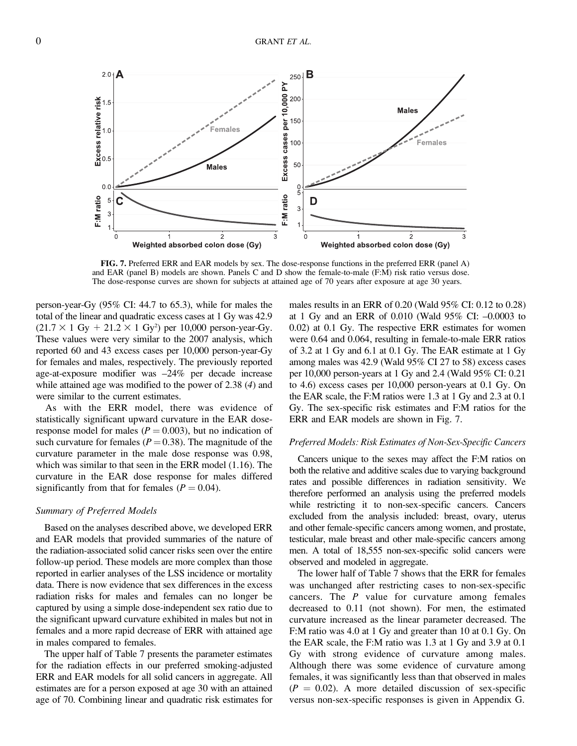**FIG. 7.** Preferred ERR and EAR models by sex. The dose-response functions in the preferred ERR (panel A) and EAR (panel B) models are shown. Panels C and D show the female-to-male (F:M) risk ratio versus dose. The dose-response curves are shown for subjects at attained age of 70 years after exposure at age 30 years.

person-year-Gy (95% CI: 44.7 to 65.3), while for males the total of the linear and quadratic excess cases at 1 Gy was 42.9 ($21.7 \times 1$ Gy + $21.2 \times 1$ Gy$^2$) per 10,000 person-year-Gy. These values were very similar to the 2007 analysis, which reported 60 and 43 excess cases per 10,000 person-year-Gy for females and males, respectively. The previously reported age-at-exposure modifier was –24% per decade increase while attained age was modified to the power of 2.38 (*4*) and were similar to the current estimates.

As with the ERR model, there was evidence of statistically significant upward curvature in the EAR dose-response model for males ($P = 0.003$), but no indication of such curvature for females ($P = 0.38$). The magnitude of the curvature parameter in the male dose response was 0.98, which was similar to that seen in the ERR model (1.16). The curvature in the EAR dose response for males differed significantly from that for females ($P = 0.04$).

### *Summary of Preferred Models*

Based on the analyses described above, we developed ERR and EAR models that provided summaries of the nature of the radiation-associated solid cancer risks seen over the entire follow-up period. These models are more complex than those reported in earlier analyses of the LSS incidence or mortality data. There is now evidence that sex differences in the excess radiation risks for males and females can no longer be captured by using a simple dose-independent sex ratio due to the significant upward curvature exhibited in males but not in females and a more rapid decrease of ERR with attained age in males compared to females.

The upper half of Table 7 presents the parameter estimates for the radiation effects in our preferred smoking-adjusted ERR and EAR models for all solid cancers in aggregate. All estimates are for a person exposed at age 30 with an attained age of 70. Combining linear and quadratic risk estimates for males results in an ERR of 0.20 (Wald 95% CI: 0.12 to 0.28) at 1 Gy and an ERR of 0.010 (Wald 95% CI: –0.0003 to 0.02) at 0.1 Gy. The respective ERR estimates for women were 0.64 and 0.064, resulting in female-to-male ERR ratios of 3.2 at 1 Gy and 6.1 at 0.1 Gy. The EAR estimate at 1 Gy among males was 42.9 (Wald 95% CI 27 to 58) excess cases per 10,000 person-years at 1 Gy and 2.4 (Wald 95% CI: 0.21 to 4.6) excess cases per 10,000 person-years at 0.1 Gy. On the EAR scale, the F:M ratios were 1.3 at 1 Gy and 2.3 at 0.1 Gy. The sex-specific risk estimates and F:M ratios for the ERR and EAR models are shown in Fig. 7.

### *Preferred Models: Risk Estimates of Non-Sex-Specific Cancers*

Cancers unique to the sexes may affect the F:M ratios on both the relative and additive scales due to varying background rates and possible differences in radiation sensitivity. We therefore performed an analysis using the preferred models while restricting it to non-sex-specific cancers. Cancers excluded from the analysis included: breast, ovary, uterus and other female-specific cancers among women, and prostate, testicular, male breast and other male-specific cancers among men. A total of 18,555 non-sex-specific solid cancers were observed and modeled in aggregate.

The lower half of Table 7 shows that the ERR for females was unchanged after restricting cases to non-sex-specific cancers. The *P* value for curvature among females decreased to 0.11 (not shown). For men, the estimated curvature increased as the linear parameter decreased. The F:M ratio was 4.0 at 1 Gy and greater than 10 at 0.1 Gy. On the EAR scale, the F:M ratio was 1.3 at 1 Gy and 3.9 at 0.1 Gy with strong evidence of curvature among males. Although there was some evidence of curvature among females, it was significantly less than that observed in males ($P = 0.02$). A more detailed discussion of sex-specific versus non-sex-specific responses is given in Appendix G.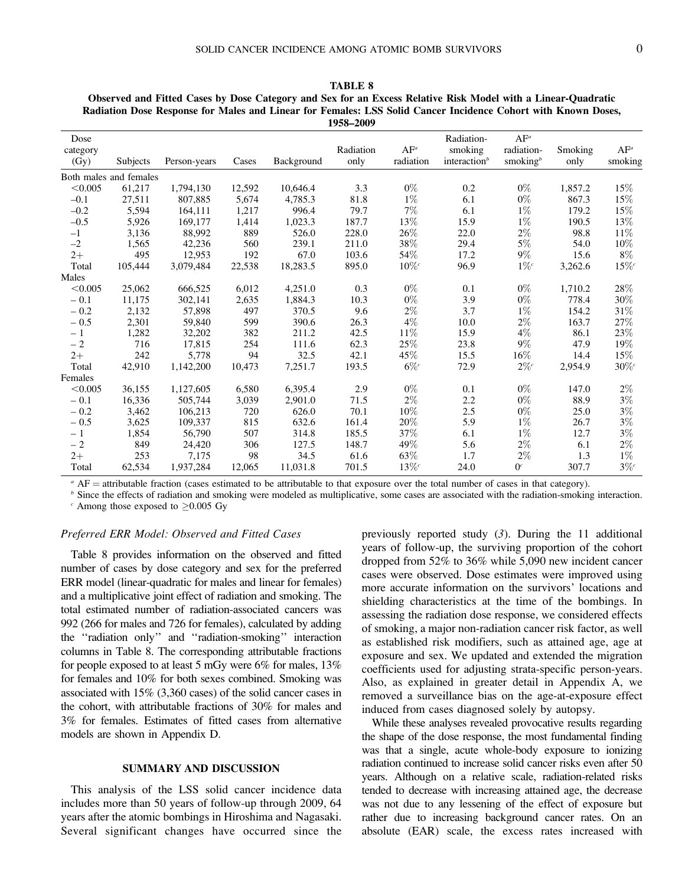**TABLE 8**

**Observed and Fitted Cases by Dose Category and Sex for an Excess Relative Risk Model with a Linear-Quadratic Radiation Dose Response for Males and Linear for Females: LSS Solid Cancer Incidence Cohort with Known Doses, 1958–2009**

| Dose category (Gy) | Subjects | Person-years | Cases | Background | Radiation only | AF[a] radiation | Radiation-smoking interaction[b] | AF[a] radiation-smoking[b] | Smoking only | AF[a] smoking |
|---|---|---|---|---|---|---|---|---|---|---|
| Both males and females | | | | | | | | | | |
| <0.005 | 61,217 | 1,794,130 | 12,592 | 10,646.4 | 3.3 | 0% | 0.2 | 0% | 1,857.2 | 15% |
| –0.1 | 27,511 | 807,885 | 5,674 | 4,785.3 | 81.8 | 1% | 6.1 | 0% | 867.3 | 15% |
| –0.2 | 5,594 | 164,111 | 1,217 | 996.4 | 79.7 | 7% | 6.1 | 1% | 179.2 | 15% |
| –0.5 | 5,926 | 169,177 | 1,414 | 1,023.3 | 187.7 | 13% | 15.9 | 1% | 190.5 | 13% |
| –1 | 3,136 | 88,992 | 889 | 526.0 | 228.0 | 26% | 22.0 | 2% | 98.8 | 11% |
| –2 | 1,565 | 42,236 | 560 | 239.1 | 211.0 | 38% | 29.4 | 5% | 54.0 | 10% |
| 2+ | 495 | 12,953 | 192 | 67.0 | 103.6 | 54% | 17.2 | 9% | 15.6 | 8% |
| Total | 105,444 | 3,079,484 | 22,538 | 18,283.5 | 895.0 | 10%[c] | 96.9 | 1%[c] | 3,262.6 | 15%[c] |
| Males | | | | | | | | | | |
| <0.005 | 25,062 | 666,525 | 6,012 | 4,251.0 | 0.3 | 0% | 0.1 | 0% | 1,710.2 | 28% |
| – 0.1 | 11,175 | 302,141 | 2,635 | 1,884.3 | 10.3 | 0% | 3.9 | 0% | 778.4 | 30% |
| – 0.2 | 2,132 | 57,898 | 497 | 370.5 | 9.6 | 2% | 3.7 | 1% | 154.2 | 31% |
| – 0.5 | 2,301 | 59,840 | 599 | 390.6 | 26.3 | 4% | 10.0 | 2% | 163.7 | 27% |
| – 1 | 1,282 | 32,202 | 382 | 211.2 | 42.5 | 11% | 15.9 | 4% | 86.1 | 23% |
| – 2 | 716 | 17,815 | 254 | 111.6 | 62.3 | 25% | 23.8 | 9% | 47.9 | 19% |
| 2+ | 242 | 5,778 | 94 | 32.5 | 42.1 | 45% | 15.5 | 16% | 14.4 | 15% |
| Total | 42,910 | 1,142,200 | 10,473 | 7,251.7 | 193.5 | 6%[c] | 72.9 | 2%[c] | 2,954.9 | 30%[c] |
| Females | | | | | | | | | | |
| <0.005 | 36,155 | 1,127,605 | 6,580 | 6,395.4 | 2.9 | 0% | 0.1 | 0% | 147.0 | 2% |
| – 0.1 | 16,336 | 505,744 | 3,039 | 2,901.0 | 71.5 | 2% | 2.2 | 0% | 88.9 | 3% |
| – 0.2 | 3,462 | 106,213 | 720 | 626.0 | 70.1 | 10% | 2.5 | 0% | 25.0 | 3% |
| – 0.5 | 3,625 | 109,337 | 815 | 632.6 | 161.4 | 20% | 5.9 | 1% | 26.7 | 3% |
| – 1 | 1,854 | 56,790 | 507 | 314.8 | 185.5 | 37% | 6.1 | 1% | 12.7 | 3% |
| – 2 | 849 | 24,420 | 306 | 127.5 | 148.7 | 49% | 5.6 | 2% | 6.1 | 2% |
| 2+ | 253 | 7,175 | 98 | 34.5 | 61.6 | 63% | 1.7 | 2% | 1.3 | 1% |
| Total | 62,534 | 1,937,284 | 12,065 | 11,031.8 | 701.5 | 13%[c] | 24.0 | 0[c] | 307.7 | 3%[c] |

[a] AF = attributable fraction (cases estimated to be attributable to that exposure over the total number of cases in that category).

[b] Since the effects of radiation and smoking were modeled as multiplicative, some cases are associated with the radiation-smoking interaction.

[c] Among those exposed to ≥0.005 Gy

### Preferred ERR Model: Observed and Fitted Cases

Table 8 provides information on the observed and fitted number of cases by dose category and sex for the preferred ERR model (linear-quadratic for males and linear for females) and a multiplicative joint effect of radiation and smoking. The total estimated number of radiation-associated cancers was 992 (266 for males and 726 for females), calculated by adding the ''radiation only'' and ''radiation-smoking'' interaction columns in Table 8. The corresponding attributable fractions for people exposed to at least 5 mGy were 6% for males, 13% for females and 10% for both sexes combined. Smoking was associated with 15% (3,360 cases) of the solid cancer cases in the cohort, with attributable fractions of 30% for males and 3% for females. Estimates of fitted cases from alternative models are shown in Appendix D.

## SUMMARY AND DISCUSSION

This analysis of the LSS solid cancer incidence data includes more than 50 years of follow-up through 2009, 64 years after the atomic bombings in Hiroshima and Nagasaki. Several significant changes have occurred since the previously reported study (*3*). During the 11 additional years of follow-up, the surviving proportion of the cohort dropped from 52% to 36% while 5,090 new incident cancer cases were observed. Dose estimates were improved using more accurate information on the survivors' locations and shielding characteristics at the time of the bombings. In assessing the radiation dose response, we considered effects of smoking, a major non-radiation cancer risk factor, as well as established risk modifiers, such as attained age, age at exposure and sex. We updated and extended the migration coefficients used for adjusting strata-specific person-years. Also, as explained in greater detail in Appendix A, we removed a surveillance bias on the age-at-exposure effect induced from cases diagnosed solely by autopsy.

While these analyses revealed provocative results regarding the shape of the dose response, the most fundamental finding was that a single, acute whole-body exposure to ionizing radiation continued to increase solid cancer risks even after 50 years. Although on a relative scale, radiation-related risks tended to decrease with increasing attained age, the decrease was not due to any lessening of the effect of exposure but rather due to increasing background cancer rates. On an absolute (EAR) scale, the excess rates increased with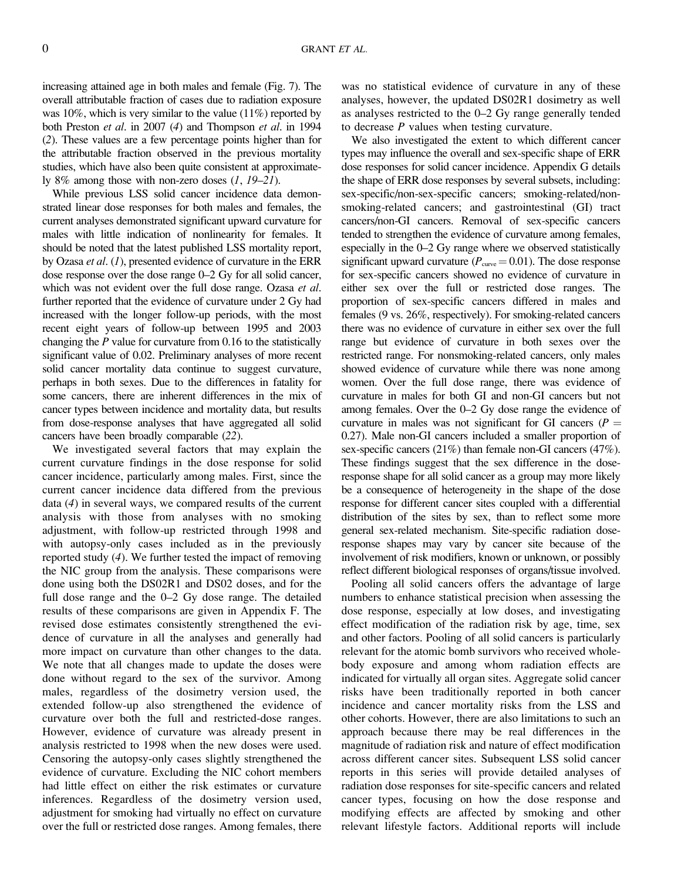increasing attained age in both males and female (Fig. 7). The overall attributable fraction of cases due to radiation exposure was 10%, which is very similar to the value (11%) reported by both Preston *et al*. in 2007 (*4*) and Thompson *et al*. in 1994 (*2*). These values are a few percentage points higher than for the attributable fraction observed in the previous mortality studies, which have also been quite consistent at approximately 8% among those with non-zero doses (*1*, *19–21*).

While previous LSS solid cancer incidence data demonstrated linear dose responses for both males and females, the current analyses demonstrated significant upward curvature for males with little indication of nonlinearity for females. It should be noted that the latest published LSS mortality report, by Ozasa *et al*. (*1*), presented evidence of curvature in the ERR dose response over the dose range 0–2 Gy for all solid cancer, which was not evident over the full dose range. Ozasa *et al*. further reported that the evidence of curvature under 2 Gy had increased with the longer follow-up periods, with the most recent eight years of follow-up between 1995 and 2003 changing the *P* value for curvature from 0.16 to the statistically significant value of 0.02. Preliminary analyses of more recent solid cancer mortality data continue to suggest curvature, perhaps in both sexes. Due to the differences in fatality for some cancers, there are inherent differences in the mix of cancer types between incidence and mortality data, but results from dose-response analyses that have aggregated all solid cancers have been broadly comparable (*22*).

We investigated several factors that may explain the current curvature findings in the dose response for solid cancer incidence, particularly among males. First, since the current cancer incidence data differed from the previous data (*4*) in several ways, we compared results of the current analysis with those from analyses with no smoking adjustment, with follow-up restricted through 1998 and with autopsy-only cases included as in the previously reported study (*4*). We further tested the impact of removing the NIC group from the analysis. These comparisons were done using both the DS02R1 and DS02 doses, and for the full dose range and the 0–2 Gy dose range. The detailed results of these comparisons are given in Appendix F. The revised dose estimates consistently strengthened the evidence of curvature in all the analyses and generally had more impact on curvature than other changes to the data. We note that all changes made to update the doses were done without regard to the sex of the survivor. Among males, regardless of the dosimetry version used, the extended follow-up also strengthened the evidence of curvature over both the full and restricted-dose ranges. However, evidence of curvature was already present in analysis restricted to 1998 when the new doses were used. Censoring the autopsy-only cases slightly strengthened the evidence of curvature. Excluding the NIC cohort members had little effect on either the risk estimates or curvature inferences. Regardless of the dosimetry version used, adjustment for smoking had virtually no effect on curvature over the full or restricted dose ranges. Among females, there was no statistical evidence of curvature in any of these analyses, however, the updated DS02R1 dosimetry as well as analyses restricted to the 0–2 Gy range generally tended to decrease *P* values when testing curvature.

We also investigated the extent to which different cancer types may influence the overall and sex-specific shape of ERR dose responses for solid cancer incidence. Appendix G details the shape of ERR dose responses by several subsets, including: sex-specific/non-sex-specific cancers; smoking-related/non-smoking-related cancers; and gastrointestinal (GI) tract cancers/non-GI cancers. Removal of sex-specific cancers tended to strengthen the evidence of curvature among females, especially in the 0–2 Gy range where we observed statistically significant upward curvature ($P_{curve} = 0.01$). The dose response for sex-specific cancers showed no evidence of curvature in either sex over the full or restricted dose ranges. The proportion of sex-specific cancers differed in males and females (9 vs. 26%, respectively). For smoking-related cancers there was no evidence of curvature in either sex over the full range but evidence of curvature in both sexes over the restricted range. For nonsmoking-related cancers, only males showed evidence of curvature while there was none among women. Over the full dose range, there was evidence of curvature in males for both GI and non-GI cancers but not among females. Over the 0–2 Gy dose range the evidence of curvature in males was not significant for GI cancers ($P = 0.27$). Male non-GI cancers included a smaller proportion of sex-specific cancers (21%) than female non-GI cancers (47%). These findings suggest that the sex difference in the dose-response shape for all solid cancer as a group may more likely be a consequence of heterogeneity in the shape of the dose response for different cancer sites coupled with a differential distribution of the sites by sex, than to reflect some more general sex-related mechanism. Site-specific radiation dose-response shapes may vary by cancer site because of the involvement of risk modifiers, known or unknown, or possibly reflect different biological responses of organs/tissue involved.

Pooling all solid cancers offers the advantage of large numbers to enhance statistical precision when assessing the dose response, especially at low doses, and investigating effect modification of the radiation risk by age, time, sex and other factors. Pooling of all solid cancers is particularly relevant for the atomic bomb survivors who received whole-body exposure and among whom radiation effects are indicated for virtually all organ sites. Aggregate solid cancer risks have been traditionally reported in both cancer incidence and cancer mortality risks from the LSS and other cohorts. However, there are also limitations to such an approach because there may be real differences in the magnitude of radiation risk and nature of effect modification across different cancer sites. Subsequent LSS solid cancer reports in this series will provide detailed analyses of radiation dose responses for site-specific cancers and related cancer types, focusing on how the dose response and modifying effects are affected by smoking and other relevant lifestyle factors. Additional reports will include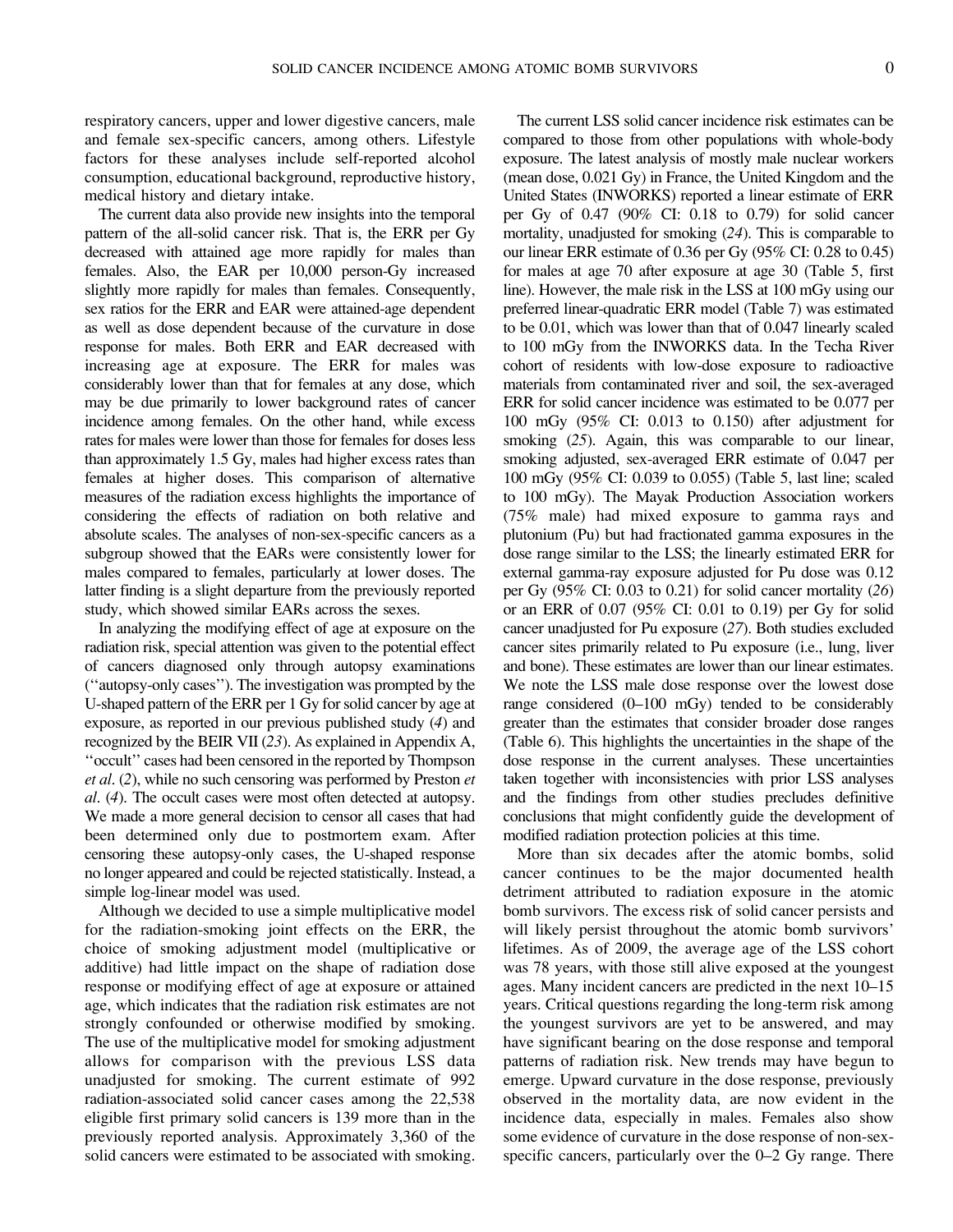respiratory cancers, upper and lower digestive cancers, male and female sex-specific cancers, among others. Lifestyle factors for these analyses include self-reported alcohol consumption, educational background, reproductive history, medical history and dietary intake.

The current data also provide new insights into the temporal pattern of the all-solid cancer risk. That is, the ERR per Gy decreased with attained age more rapidly for males than females. Also, the EAR per 10,000 person-Gy increased slightly more rapidly for males than females. Consequently, sex ratios for the ERR and EAR were attained-age dependent as well as dose dependent because of the curvature in dose response for males. Both ERR and EAR decreased with increasing age at exposure. The ERR for males was considerably lower than that for females at any dose, which may be due primarily to lower background rates of cancer incidence among females. On the other hand, while excess rates for males were lower than those for females for doses less than approximately 1.5 Gy, males had higher excess rates than females at higher doses. This comparison of alternative measures of the radiation excess highlights the importance of considering the effects of radiation on both relative and absolute scales. The analyses of non-sex-specific cancers as a subgroup showed that the EARs were consistently lower for males compared to females, particularly at lower doses. The latter finding is a slight departure from the previously reported study, which showed similar EARs across the sexes.

In analyzing the modifying effect of age at exposure on the radiation risk, special attention was given to the potential effect of cancers diagnosed only through autopsy examinations (''autopsy-only cases''). The investigation was prompted by the U-shaped pattern of the ERR per 1 Gy for solid cancer by age at exposure, as reported in our previous published study (*4*) and recognized by the BEIR VII (*23*). As explained in Appendix A, ''occult'' cases had been censored in the reported by Thompson *et al*. (*2*), while no such censoring was performed by Preston *et al*. (*4*). The occult cases were most often detected at autopsy. We made a more general decision to censor all cases that had been determined only due to postmortem exam. After censoring these autopsy-only cases, the U-shaped response no longer appeared and could be rejected statistically. Instead, a simple log-linear model was used.

Although we decided to use a simple multiplicative model for the radiation-smoking joint effects on the ERR, the choice of smoking adjustment model (multiplicative or additive) had little impact on the shape of radiation dose response or modifying effect of age at exposure or attained age, which indicates that the radiation risk estimates are not strongly confounded or otherwise modified by smoking. The use of the multiplicative model for smoking adjustment allows for comparison with the previous LSS data unadjusted for smoking. The current estimate of 992 radiation-associated solid cancer cases among the 22,538 eligible first primary solid cancers is 139 more than in the previously reported analysis. Approximately 3,360 of the solid cancers were estimated to be associated with smoking.

The current LSS solid cancer incidence risk estimates can be compared to those from other populations with whole-body exposure. The latest analysis of mostly male nuclear workers (mean dose, 0.021 Gy) in France, the United Kingdom and the United States (INWORKS) reported a linear estimate of ERR per Gy of 0.47 (90% CI: 0.18 to 0.79) for solid cancer mortality, unadjusted for smoking (*24*). This is comparable to our linear ERR estimate of 0.36 per Gy (95% CI: 0.28 to 0.45) for males at age 70 after exposure at age 30 (Table 5, first line). However, the male risk in the LSS at 100 mGy using our preferred linear-quadratic ERR model (Table 7) was estimated to be 0.01, which was lower than that of 0.047 linearly scaled to 100 mGy from the INWORKS data. In the Techa River cohort of residents with low-dose exposure to radioactive materials from contaminated river and soil, the sex-averaged ERR for solid cancer incidence was estimated to be 0.077 per 100 mGy (95% CI: 0.013 to 0.150) after adjustment for smoking (*25*). Again, this was comparable to our linear, smoking adjusted, sex-averaged ERR estimate of 0.047 per 100 mGy (95% CI: 0.039 to 0.055) (Table 5, last line; scaled to 100 mGy). The Mayak Production Association workers (75% male) had mixed exposure to gamma rays and plutonium (Pu) but had fractionated gamma exposures in the dose range similar to the LSS; the linearly estimated ERR for external gamma-ray exposure adjusted for Pu dose was 0.12 per Gy (95% CI: 0.03 to 0.21) for solid cancer mortality (*26*) or an ERR of 0.07 (95% CI: 0.01 to 0.19) per Gy for solid cancer unadjusted for Pu exposure (*27*). Both studies excluded cancer sites primarily related to Pu exposure (i.e., lung, liver and bone). These estimates are lower than our linear estimates. We note the LSS male dose response over the lowest dose range considered (0–100 mGy) tended to be considerably greater than the estimates that consider broader dose ranges (Table 6). This highlights the uncertainties in the shape of the dose response in the current analyses. These uncertainties taken together with inconsistencies with prior LSS analyses and the findings from other studies precludes definitive conclusions that might confidently guide the development of modified radiation protection policies at this time.

More than six decades after the atomic bombs, solid cancer continues to be the major documented health detriment attributed to radiation exposure in the atomic bomb survivors. The excess risk of solid cancer persists and will likely persist throughout the atomic bomb survivors' lifetimes. As of 2009, the average age of the LSS cohort was 78 years, with those still alive exposed at the youngest ages. Many incident cancers are predicted in the next 10–15 years. Critical questions regarding the long-term risk among the youngest survivors are yet to be answered, and may have significant bearing on the dose response and temporal patterns of radiation risk. New trends may have begun to emerge. Upward curvature in the dose response, previously observed in the mortality data, are now evident in the incidence data, especially in males. Females also show some evidence of curvature in the dose response of non-sex-specific cancers, particularly over the 0–2 Gy range. There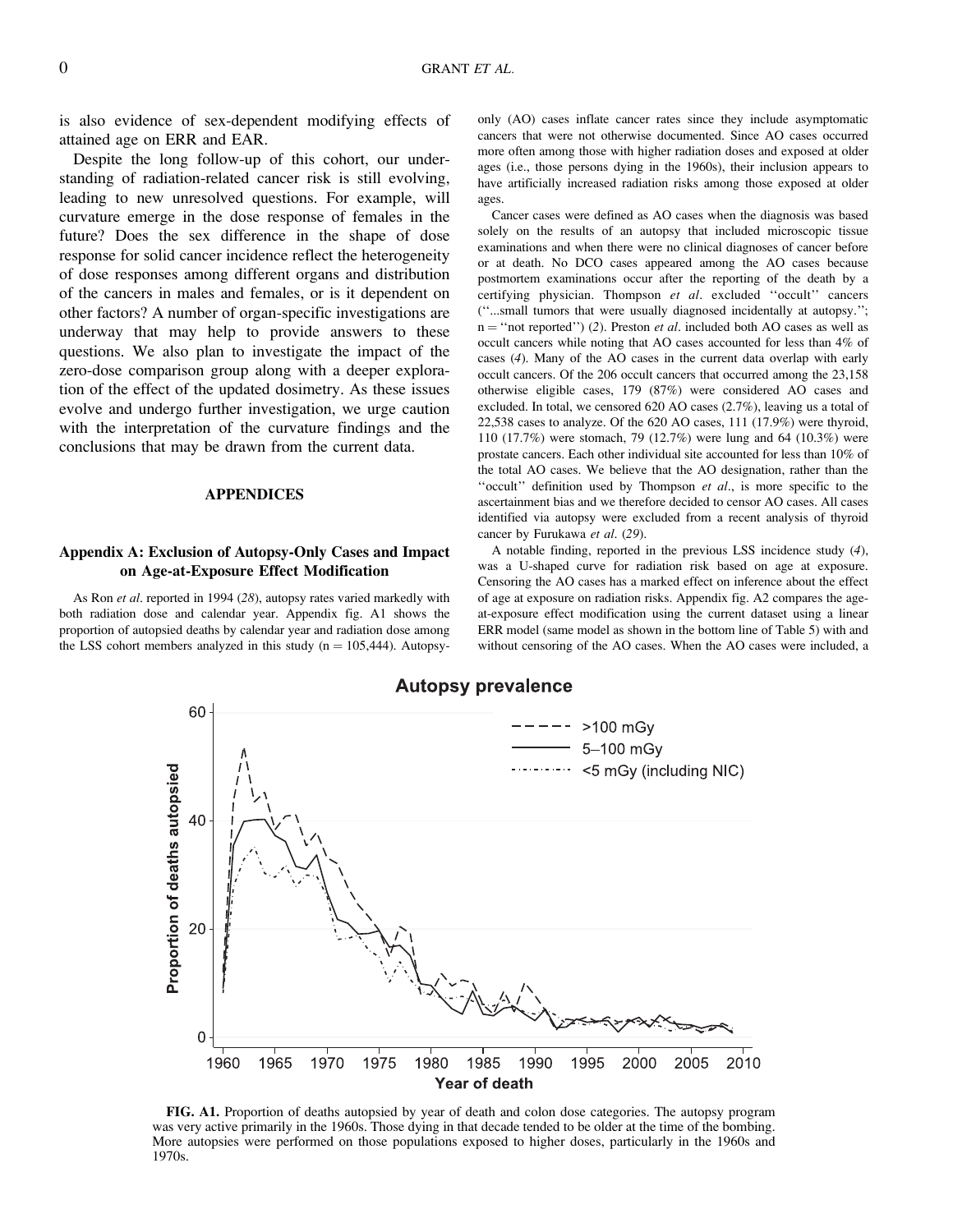is also evidence of sex-dependent modifying effects of attained age on ERR and EAR.

Despite the long follow-up of this cohort, our understanding of radiation-related cancer risk is still evolving, leading to new unresolved questions. For example, will curvature emerge in the dose response of females in the future? Does the sex difference in the shape of dose response for solid cancer incidence reflect the heterogeneity of dose responses among different organs and distribution of the cancers in males and females, or is it dependent on other factors? A number of organ-specific investigations are underway that may help to provide answers to these questions. We also plan to investigate the impact of the zero-dose comparison group along with a deeper exploration of the effect of the updated dosimetry. As these issues evolve and undergo further investigation, we urge caution with the interpretation of the curvature findings and the conclusions that may be drawn from the current data.

## APPENDICES

### Appendix A: Exclusion of Autopsy-Only Cases and Impact on Age-at-Exposure Effect Modification

As Ron *et al*. reported in 1994 (*28*), autopsy rates varied markedly with both radiation dose and calendar year. Appendix fig. A1 shows the proportion of autopsied deaths by calendar year and radiation dose among the LSS cohort members analyzed in this study (n = 105,444). Autopsy-only (AO) cases inflate cancer rates since they include asymptomatic cancers that were not otherwise documented. Since AO cases occurred more often among those with higher radiation doses and exposed at older ages (i.e., those persons dying in the 1960s), their inclusion appears to have artificially increased radiation risks among those exposed at older ages.

Cancer cases were defined as AO cases when the diagnosis was based solely on the results of an autopsy that included microscopic tissue examinations and when there were no clinical diagnoses of cancer before or at death. No DCO cases appeared among the AO cases because postmortem examinations occur after the reporting of the death by a certifying physician. Thompson *et al*. excluded ''occult'' cancers (''...small tumors that were usually diagnosed incidentally at autopsy.''; n = ''not reported'') (*2*). Preston *et al*. included both AO cases as well as occult cancers while noting that AO cases accounted for less than 4% of cases (*4*). Many of the AO cases in the current data overlap with early occult cancers. Of the 206 occult cancers that occurred among the 23,158 otherwise eligible cases, 179 (87%) were considered AO cases and excluded. In total, we censored 620 AO cases (2.7%), leaving us a total of 22,538 cases to analyze. Of the 620 AO cases, 111 (17.9%) were thyroid, 110 (17.7%) were stomach, 79 (12.7%) were lung and 64 (10.3%) were prostate cancers. Each other individual site accounted for less than 10% of the total AO cases. We believe that the AO designation, rather than the ''occult'' definition used by Thompson *et al*., is more specific to the ascertainment bias and we therefore decided to censor AO cases. All cases identified via autopsy were excluded from a recent analysis of thyroid cancer by Furukawa *et al*. (*29*).

A notable finding, reported in the previous LSS incidence study (*4*), was a U-shaped curve for radiation risk based on age at exposure. Censoring the AO cases has a marked effect on inference about the effect of age at exposure on radiation risks. Appendix fig. A2 compares the age-at-exposure effect modification using the current dataset using a linear ERR model (same model as shown in the bottom line of Table 5) with and without censoring of the AO cases. When the AO cases were included, a

Autopsy prevalence

>100 mGy
5–100 mGy
<5 mGy (including NIC)

Proportion of deaths autopsied

0
20
40
60

Year of death

1960 1965 1970 1975 1980 1985 1990 1995 2000 2005 2010

**FIG. A1.** Proportion of deaths autopsied by year of death and colon dose categories. The autopsy program was very active primarily in the 1960s. Those dying in that decade tended to be older at the time of the bombing. More autopsies were performed on those populations exposed to higher doses, particularly in the 1960s and 1970s.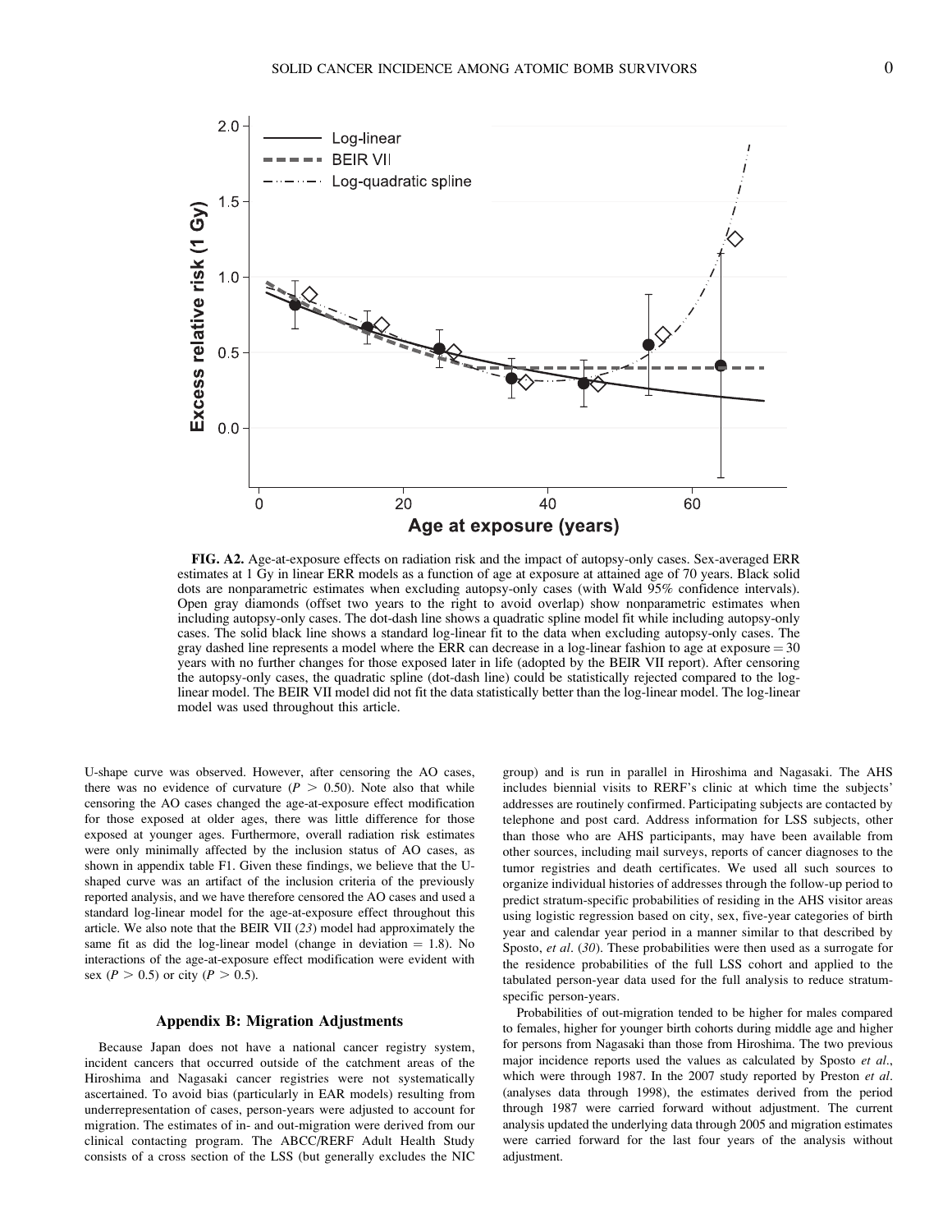**FIG. A2.** Age-at-exposure effects on radiation risk and the impact of autopsy-only cases. Sex-averaged ERR estimates at 1 Gy in linear ERR models as a function of age at exposure at attained age of 70 years. Black solid dots are nonparametric estimates when excluding autopsy-only cases (with Wald 95% confidence intervals). Open gray diamonds (offset two years to the right to avoid overlap) show nonparametric estimates when including autopsy-only cases. The dot-dash line shows a quadratic spline model fit while including autopsy-only cases. The solid black line shows a standard log-linear fit to the data when excluding autopsy-only cases. The gray dashed line represents a model where the ERR can decrease in a log-linear fashion to age at exposure = 30 years with no further changes for those exposed later in life (adopted by the BEIR VII report). After censoring the autopsy-only cases, the quadratic spline (dot-dash line) could be statistically rejected compared to the log-linear model. The BEIR VII model did not fit the data statistically better than the log-linear model. The log-linear model was used throughout this article.

U-shape curve was observed. However, after censoring the AO cases, there was no evidence of curvature ($P > 0.50$). Note also that while censoring the AO cases changed the age-at-exposure effect modification for those exposed at older ages, there was little difference for those exposed at younger ages. Furthermore, overall radiation risk estimates were only minimally affected by the inclusion status of AO cases, as shown in appendix table F1. Given these findings, we believe that the U-shaped curve was an artifact of the inclusion criteria of the previously reported analysis, and we have therefore censored the AO cases and used a standard log-linear model for the age-at-exposure effect throughout this article. We also note that the BEIR VII (*23*) model had approximately the same fit as did the log-linear model (change in deviation = 1.8). No interactions of the age-at-exposure effect modification were evident with sex ($P > 0.5$) or city ($P > 0.5$).

### Appendix B: Migration Adjustments

Because Japan does not have a national cancer registry system, incident cancers that occurred outside of the catchment areas of the Hiroshima and Nagasaki cancer registries were not systematically ascertained. To avoid bias (particularly in EAR models) resulting from underrepresentation of cases, person-years were adjusted to account for migration. The estimates of in- and out-migration were derived from our clinical contacting program. The ABCC/RERF Adult Health Study consists of a cross section of the LSS (but generally excludes the NIC group) and is run in parallel in Hiroshima and Nagasaki. The AHS includes biennial visits to RERF's clinic at which time the subjects' addresses are routinely confirmed. Participating subjects are contacted by telephone and post card. Address information for LSS subjects, other than those who are AHS participants, may have been available from other sources, including mail surveys, reports of cancer diagnoses to the tumor registries and death certificates. We used all such sources to organize individual histories of addresses through the follow-up period to predict stratum-specific probabilities of residing in the AHS visitor areas using logistic regression based on city, sex, five-year categories of birth year and calendar year period in a manner similar to that described by Sposto, *et al*. (*30*). These probabilities were then used as a surrogate for the residence probabilities of the full LSS cohort and applied to the tabulated person-year data used for the full analysis to reduce stratum-specific person-years.

Probabilities of out-migration tended to be higher for males compared to females, higher for younger birth cohorts during middle age and higher for persons from Nagasaki than those from Hiroshima. The two previous major incidence reports used the values as calculated by Sposto *et al*., which were through 1987. In the 2007 study reported by Preston *et al*. (analyses data through 1998), the estimates derived from the period through 1987 were carried forward without adjustment. The current analysis updated the underlying data through 2005 and migration estimates were carried forward for the last four years of the analysis without adjustment.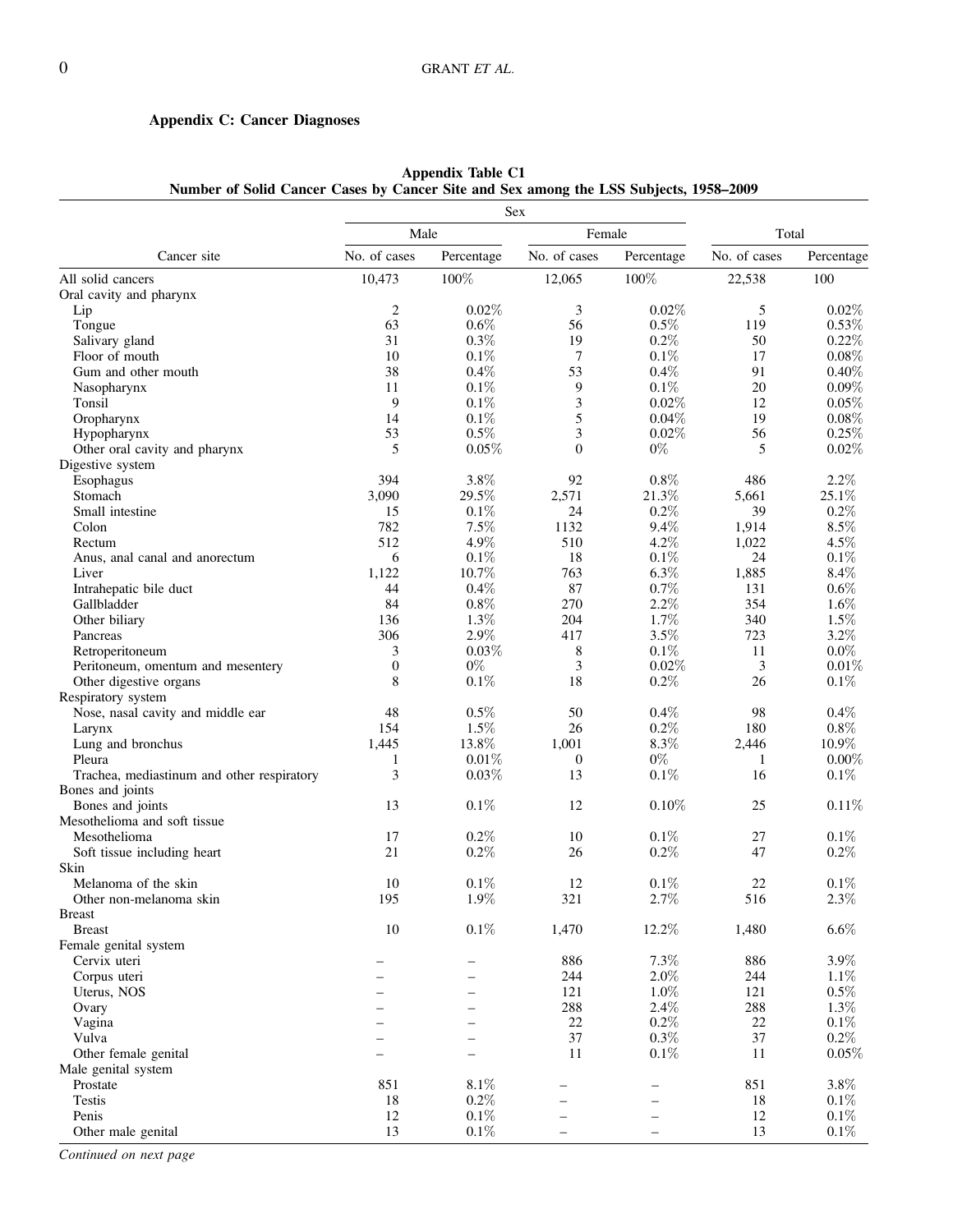## Appendix C: Cancer Diagnoses

**Appendix Table C1**
**Number of Solid Cancer Cases by Cancer Site and Sex among the LSS Subjects, 1958–2009**

| Cancer site | Sex | | | | Total | |
|---|---|---|---|---|---|---|
| | Male | | Female | | | |
| | No. of cases | Percentage | No. of cases | Percentage | No. of cases | Percentage |
| All solid cancers | 10,473 | 100% | 12,065 | 100% | 22,538 | 100 |
| Oral cavity and pharynx | | | | | | |
| Lip | 2 | 0.02% | 3 | 0.02% | 5 | 0.02% |
| Tongue | 63 | 0.6% | 56 | 0.5% | 119 | 0.53% |
| Salivary gland | 31 | 0.3% | 19 | 0.2% | 50 | 0.22% |
| Floor of mouth | 10 | 0.1% | 7 | 0.1% | 17 | 0.08% |
| Gum and other mouth | 38 | 0.4% | 53 | 0.4% | 91 | 0.40% |
| Nasopharynx | 11 | 0.1% | 9 | 0.1% | 20 | 0.09% |
| Tonsil | 9 | 0.1% | 3 | 0.02% | 12 | 0.05% |
| Oropharynx | 14 | 0.1% | 5 | 0.04% | 19 | 0.08% |
| Hypopharynx | 53 | 0.5% | 3 | 0.02% | 56 | 0.25% |
| Other oral cavity and pharynx | 5 | 0.05% | 0 | 0% | 5 | 0.02% |
| Digestive system | | | | | | |
| Esophagus | 394 | 3.8% | 92 | 0.8% | 486 | 2.2% |
| Stomach | 3,090 | 29.5% | 2,571 | 21.3% | 5,661 | 25.1% |
| Small intestine | 15 | 0.1% | 24 | 0.2% | 39 | 0.2% |
| Colon | 782 | 7.5% | 1132 | 9.4% | 1,914 | 8.5% |
| Rectum | 512 | 4.9% | 510 | 4.2% | 1,022 | 4.5% |
| Anus, anal canal and anorectum | 6 | 0.1% | 18 | 0.1% | 24 | 0.1% |
| Liver | 1,122 | 10.7% | 763 | 6.3% | 1,885 | 8.4% |
| Intrahepatic bile duct | 44 | 0.4% | 87 | 0.7% | 131 | 0.6% |
| Gallbladder | 84 | 0.8% | 270 | 2.2% | 354 | 1.6% |
| Other biliary | 136 | 1.3% | 204 | 1.7% | 340 | 1.5% |
| Pancreas | 306 | 2.9% | 417 | 3.5% | 723 | 3.2% |
| Retroperitoneum | 3 | 0.03% | 8 | 0.1% | 11 | 0.0% |
| Peritoneum, omentum and mesentery | 0 | 0% | 3 | 0.02% | 3 | 0.01% |
| Other digestive organs | 8 | 0.1% | 18 | 0.2% | 26 | 0.1% |
| Respiratory system | | | | | | |
| Nose, nasal cavity and middle ear | 48 | 0.5% | 50 | 0.4% | 98 | 0.4% |
| Larynx | 154 | 1.5% | 26 | 0.2% | 180 | 0.8% |
| Lung and bronchus | 1,445 | 13.8% | 1,001 | 8.3% | 2,446 | 10.9% |
| Pleura | 1 | 0.01% | 0 | 0% | 1 | 0.00% |
| Trachea, mediastinum and other respiratory | 3 | 0.03% | 13 | 0.1% | 16 | 0.1% |
| Bones and joints | | | | | | |
| Bones and joints | 13 | 0.1% | 12 | 0.10% | 25 | 0.11% |
| Mesothelioma and soft tissue | | | | | | |
| Mesothelioma | 17 | 0.2% | 10 | 0.1% | 27 | 0.1% |
| Soft tissue including heart | 21 | 0.2% | 26 | 0.2% | 47 | 0.2% |
| Skin | | | | | | |
| Melanoma of the skin | 10 | 0.1% | 12 | 0.1% | 22 | 0.1% |
| Other non-melanoma skin | 195 | 1.9% | 321 | 2.7% | 516 | 2.3% |
| Breast | | | | | | |
| Breast | 10 | 0.1% | 1,470 | 12.2% | 1,480 | 6.6% |
| Female genital system | | | | | | |
| Cervix uteri | – | – | 886 | 7.3% | 886 | 3.9% |
| Corpus uteri | – | – | 244 | 2.0% | 244 | 1.1% |
| Uterus, NOS | – | – | 121 | 1.0% | 121 | 0.5% |
| Ovary | – | – | 288 | 2.4% | 288 | 1.3% |
| Vagina | – | – | 22 | 0.2% | 22 | 0.1% |
| Vulva | – | – | 37 | 0.3% | 37 | 0.2% |
| Other female genital | – | – | 11 | 0.1% | 11 | 0.05% |
| Male genital system | | | | | | |
| Prostate | 851 | 8.1% | – | – | 851 | 3.8% |
| Testis | 18 | 0.2% | – | – | 18 | 0.1% |
| Penis | 12 | 0.1% | – | – | 12 | 0.1% |
| Other male genital | 13 | 0.1% | – | – | 13 | 0.1% |

*Continued on next page*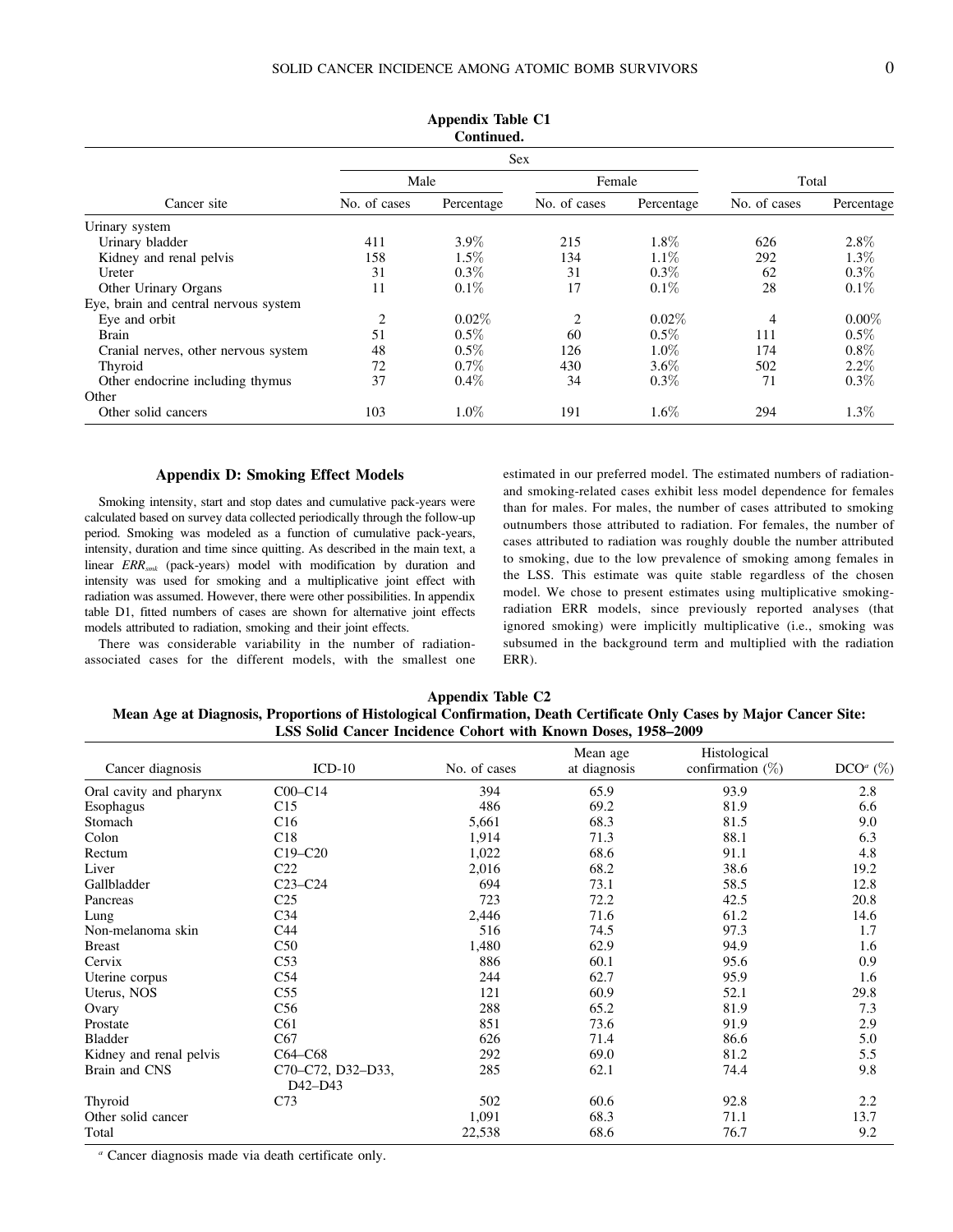**Appendix Table C1**
**Continued.**

| Cancer site | Male No. of cases | Male Percentage | Female No. of cases | Female Percentage | Total No. of cases | Total Percentage |
|---|---|---|---|---|---|---|
| Urinary system | | | | | | |
| Urinary bladder | 411 | 3.9% | 215 | 1.8% | 626 | 2.8% |
| Kidney and renal pelvis | 158 | 1.5% | 134 | 1.1% | 292 | 1.3% |
| Ureter | 31 | 0.3% | 31 | 0.3% | 62 | 0.3% |
| Other Urinary Organs | 11 | 0.1% | 17 | 0.1% | 28 | 0.1% |
| Eye, brain and central nervous system | | | | | | |
| Eye and orbit | 2 | 0.02% | 2 | 0.02% | 4 | 0.00% |
| Brain | 51 | 0.5% | 60 | 0.5% | 111 | 0.5% |
| Cranial nerves, other nervous system | 48 | 0.5% | 126 | 1.0% | 174 | 0.8% |
| Thyroid | 72 | 0.7% | 430 | 3.6% | 502 | 2.2% |
| Other endocrine including thymus | 37 | 0.4% | 34 | 0.3% | 71 | 0.3% |
| Other | | | | | | |
| Other solid cancers | 103 | 1.0% | 191 | 1.6% | 294 | 1.3% |

## Appendix D: Smoking Effect Models

Smoking intensity, start and stop dates and cumulative pack-years were calculated based on survey data collected periodically through the follow-up period. Smoking was modeled as a function of cumulative pack-years, intensity, duration and time since quitting. As described in the main text, a linear $ERR_{smk}$ (pack-years) model with modification by duration and intensity was used for smoking and a multiplicative joint effect with radiation was assumed. However, there were other possibilities. In appendix table D1, fitted numbers of cases are shown for alternative joint effects models attributed to radiation, smoking and their joint effects.

There was considerable variability in the number of radiation-associated cases for the different models, with the smallest one estimated in our preferred model. The estimated numbers of radiation- and smoking-related cases exhibit less model dependence for females than for males. For males, the number of cases attributed to smoking outnumbers those attributed to radiation. For females, the number of cases attributed to radiation was roughly double the number attributed to smoking, due to the low prevalence of smoking among females in the LSS. This estimate was quite stable regardless of the chosen model. We chose to present estimates using multiplicative smoking-radiation ERR models, since previously reported analyses (that ignored smoking) were implicitly multiplicative (i.e., smoking was subsumed in the background term and multiplied with the radiation ERR).

**Appendix Table C2**
**Mean Age at Diagnosis, Proportions of Histological Confirmation, Death Certificate Only Cases by Major Cancer Site: LSS Solid Cancer Incidence Cohort with Known Doses, 1958–2009**

| Cancer diagnosis | ICD-10 | No. of cases | Mean age at diagnosis | Histological confirmation (%) | DCO[a] (%) |
|---|---|---|---|---|---|
| Oral cavity and pharynx | C00–C14 | 394 | 65.9 | 93.9 | 2.8 |
| Esophagus | C15 | 486 | 69.2 | 81.9 | 6.6 |
| Stomach | C16 | 5,661 | 68.3 | 81.5 | 9.0 |
| Colon | C18 | 1,914 | 71.3 | 88.1 | 6.3 |
| Rectum | C19–C20 | 1,022 | 68.6 | 91.1 | 4.8 |
| Liver | C22 | 2,016 | 68.2 | 38.6 | 19.2 |
| Gallbladder | C23–C24 | 694 | 73.1 | 58.5 | 12.8 |
| Pancreas | C25 | 723 | 72.2 | 42.5 | 20.8 |
| Lung | C34 | 2,446 | 71.6 | 61.2 | 14.6 |
| Non-melanoma skin | C44 | 516 | 74.5 | 97.3 | 1.7 |
| Breast | C50 | 1,480 | 62.9 | 94.9 | 1.6 |
| Cervix | C53 | 886 | 60.1 | 95.6 | 0.9 |
| Uterine corpus | C54 | 244 | 62.7 | 95.9 | 1.6 |
| Uterus, NOS | C55 | 121 | 60.9 | 52.1 | 29.8 |
| Ovary | C56 | 288 | 65.2 | 81.9 | 7.3 |
| Prostate | C61 | 851 | 73.6 | 91.9 | 2.9 |
| Bladder | C67 | 626 | 71.4 | 86.6 | 5.0 |
| Kidney and renal pelvis | C64–C68 | 292 | 69.0 | 81.2 | 5.5 |
| Brain and CNS | C70–C72, D32–D33, D42–D43 | 285 | 62.1 | 74.4 | 9.8 |
| Thyroid | C73 | 502 | 60.6 | 92.8 | 2.2 |
| Other solid cancer | | 1,091 | 68.3 | 71.1 | 13.7 |
| Total | | 22,538 | 68.6 | 76.7 | 9.2 |

[a] Cancer diagnosis made via death certificate only.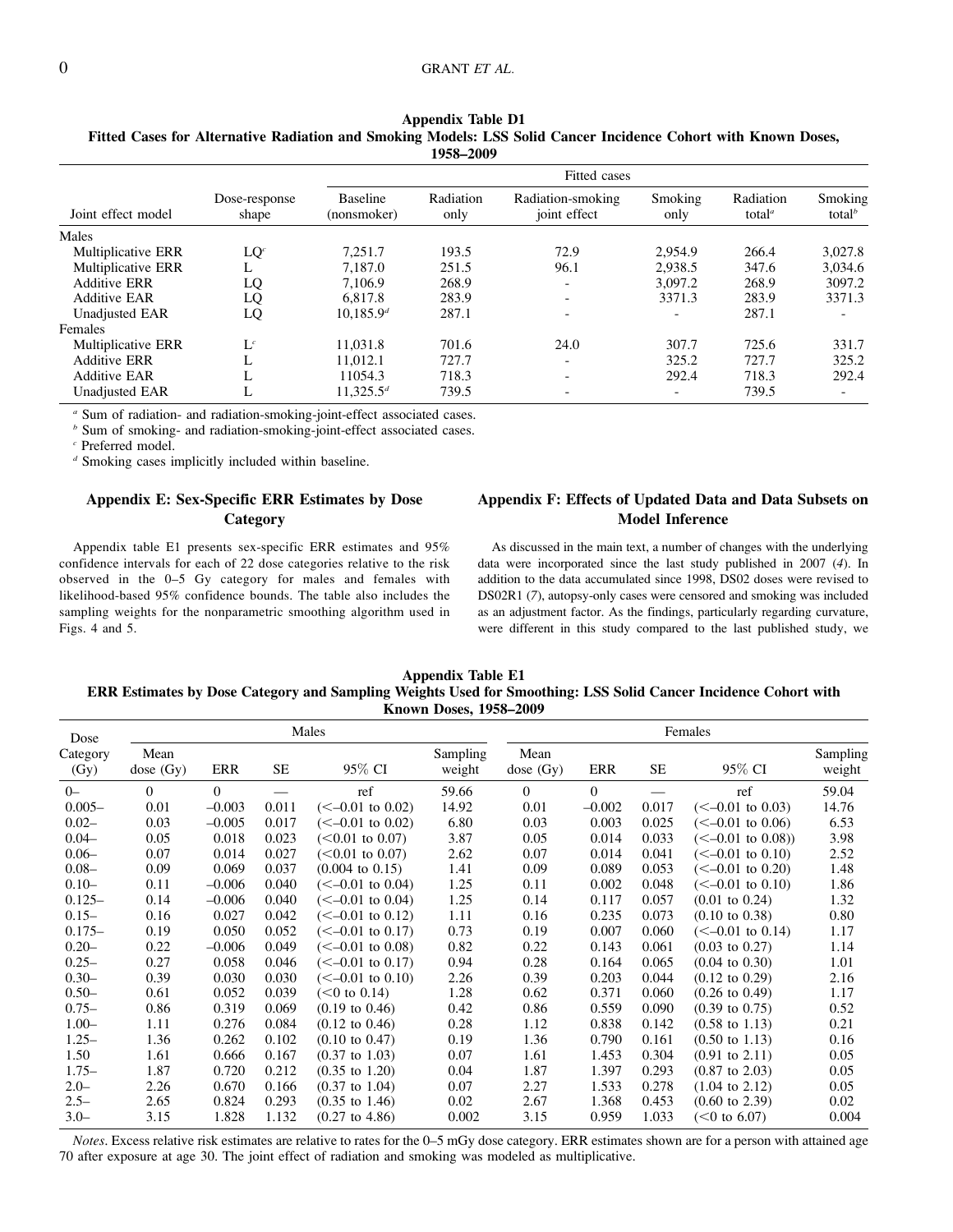**Appendix Table D1**
**Fitted Cases for Alternative Radiation and Smoking Models: LSS Solid Cancer Incidence Cohort with Known Doses, 1958–2009**

| Joint effect model | Dose-response shape | Fitted cases | | | | | |
|---|---|---|---|---|---|---|---|
| | | Baseline (nonsmoker) | Radiation only | Radiation-smoking joint effect | Smoking only | Radiation total[a] | Smoking total[b] |
| Males | | | | | | | |
| Multiplicative ERR | LQ[c] | 7,251.7 | 193.5 | 72.9 | 2,954.9 | 266.4 | 3,027.8 |
| Multiplicative ERR | L | 7,187.0 | 251.5 | 96.1 | 2,938.5 | 347.6 | 3,034.6 |
| Additive ERR | LQ | 7,106.9 | 268.9 | - | 3,097.2 | 268.9 | 3097.2 |
| Additive EAR | LQ | 6,817.8 | 283.9 | - | 3371.3 | 283.9 | 3371.3 |
| Unadjusted EAR | LQ | 10,185.9[d] | 287.1 | - | - | 287.1 | - |
| Females | | | | | | | |
| Multiplicative ERR | L[c] | 11,031.8 | 701.6 | 24.0 | 307.7 | 725.6 | 331.7 |
| Additive ERR | L | 11,012.1 | 727.7 | - | 325.2 | 727.7 | 325.2 |
| Additive EAR | L | 11054.3 | 718.3 | - | 292.4 | 718.3 | 292.4 |
| Unadjusted EAR | L | 11,325.5[d] | 739.5 | - | - | 739.5 | - |

[a] Sum of radiation- and radiation-smoking-joint-effect associated cases.

[b] Sum of smoking- and radiation-smoking-joint-effect associated cases.

[c] Preferred model.

[d] Smoking cases implicitly included within baseline.

## Appendix E: Sex-Specific ERR Estimates by Dose Category

Appendix table E1 presents sex-specific ERR estimates and 95% confidence intervals for each of 22 dose categories relative to the risk observed in the 0–5 Gy category for males and females with likelihood-based 95% confidence bounds. The table also includes the sampling weights for the nonparametric smoothing algorithm used in Figs. 4 and 5.

## Appendix F: Effects of Updated Data and Data Subsets on Model Inference

As discussed in the main text, a number of changes with the underlying data were incorporated since the last study published in 2007 (*4*). In addition to the data accumulated since 1998, DS02 doses were revised to DS02R1 (*7*), autopsy-only cases were censored and smoking was included as an adjustment factor. As the findings, particularly regarding curvature, were different in this study compared to the last published study, we

**Appendix Table E1**
**ERR Estimates by Dose Category and Sampling Weights Used for Smoothing: LSS Solid Cancer Incidence Cohort with Known Doses, 1958–2009**

| Dose Category (Gy) | Males | | | | | Females | | | | |
|---|---|---|---|---|---|---|---|---|---|---|
| | Mean dose (Gy) | ERR | SE | 95% CI | Sampling weight | Mean dose (Gy) | ERR | SE | 95% CI | Sampling weight |
| 0– | 0 | 0 | — | ref | 59.66 | 0 | 0 | — | ref | 59.04 |
| 0.005– | 0.01 | –0.003 | 0.011 | (<–0.01 to 0.02) | 14.92 | 0.01 | –0.002 | 0.017 | (<–0.01 to 0.03) | 14.76 |
| 0.02– | 0.03 | –0.005 | 0.017 | (<–0.01 to 0.02) | 6.80 | 0.03 | 0.003 | 0.025 | (<–0.01 to 0.06) | 6.53 |
| 0.04– | 0.05 | 0.018 | 0.023 | (<0.01 to 0.07) | 3.87 | 0.05 | 0.014 | 0.033 | (<–0.01 to 0.08)) | 3.98 |
| 0.06– | 0.07 | 0.014 | 0.027 | (<0.01 to 0.07) | 2.62 | 0.07 | 0.014 | 0.041 | (<–0.01 to 0.10) | 2.52 |
| 0.08– | 0.09 | 0.069 | 0.037 | (0.004 to 0.15) | 1.41 | 0.09 | 0.089 | 0.053 | (<–0.01 to 0.20) | 1.48 |
| 0.10– | 0.11 | –0.006 | 0.040 | (<–0.01 to 0.04) | 1.25 | 0.11 | 0.002 | 0.048 | (<–0.01 to 0.10) | 1.86 |
| 0.125– | 0.14 | –0.006 | 0.040 | (<–0.01 to 0.04) | 1.25 | 0.14 | 0.117 | 0.057 | (0.01 to 0.24) | 1.32 |
| 0.15– | 0.16 | 0.027 | 0.042 | (<–0.01 to 0.12) | 1.11 | 0.16 | 0.235 | 0.073 | (0.10 to 0.38) | 0.80 |
| 0.175– | 0.19 | 0.050 | 0.052 | (<–0.01 to 0.17) | 0.73 | 0.19 | 0.007 | 0.060 | (<–0.01 to 0.14) | 1.17 |
| 0.20– | 0.22 | –0.006 | 0.049 | (<–0.01 to 0.08) | 0.82 | 0.22 | 0.143 | 0.061 | (0.03 to 0.27) | 1.14 |
| 0.25– | 0.27 | 0.058 | 0.046 | (<–0.01 to 0.17) | 0.94 | 0.28 | 0.164 | 0.065 | (0.04 to 0.30) | 1.01 |
| 0.30– | 0.39 | 0.030 | 0.030 | (<–0.01 to 0.10) | 2.26 | 0.39 | 0.203 | 0.044 | (0.12 to 0.29) | 2.16 |
| 0.50– | 0.61 | 0.052 | 0.039 | (<0 to 0.14) | 1.28 | 0.62 | 0.371 | 0.060 | (0.26 to 0.49) | 1.17 |
| 0.75– | 0.86 | 0.319 | 0.069 | (0.19 to 0.46) | 0.42 | 0.86 | 0.559 | 0.090 | (0.39 to 0.75) | 0.52 |
| 1.00– | 1.11 | 0.276 | 0.084 | (0.12 to 0.46) | 0.28 | 1.12 | 0.838 | 0.142 | (0.58 to 1.13) | 0.21 |
| 1.25– | 1.36 | 0.262 | 0.102 | (0.10 to 0.47) | 0.19 | 1.36 | 0.790 | 0.161 | (0.50 to 1.13) | 0.16 |
| 1.50 | 1.61 | 0.666 | 0.167 | (0.37 to 1.03) | 0.07 | 1.61 | 1.453 | 0.304 | (0.91 to 2.11) | 0.05 |
| 1.75– | 1.87 | 0.720 | 0.212 | (0.35 to 1.20) | 0.04 | 1.87 | 1.397 | 0.293 | (0.87 to 2.03) | 0.05 |
| 2.0– | 2.26 | 0.670 | 0.166 | (0.37 to 1.04) | 0.07 | 2.27 | 1.533 | 0.278 | (1.04 to 2.12) | 0.05 |
| 2.5– | 2.65 | 0.824 | 0.293 | (0.35 to 1.46) | 0.02 | 2.67 | 1.368 | 0.453 | (0.60 to 2.39) | 0.02 |
| 3.0– | 3.15 | 1.828 | 1.132 | (0.27 to 4.86) | 0.002 | 3.15 | 0.959 | 1.033 | (<0 to 6.07) | 0.004 |

*Notes*. Excess relative risk estimates are relative to rates for the 0–5 mGy dose category. ERR estimates shown are for a person with attained age 70 after exposure at age 30. The joint effect of radiation and smoking was modeled as multiplicative.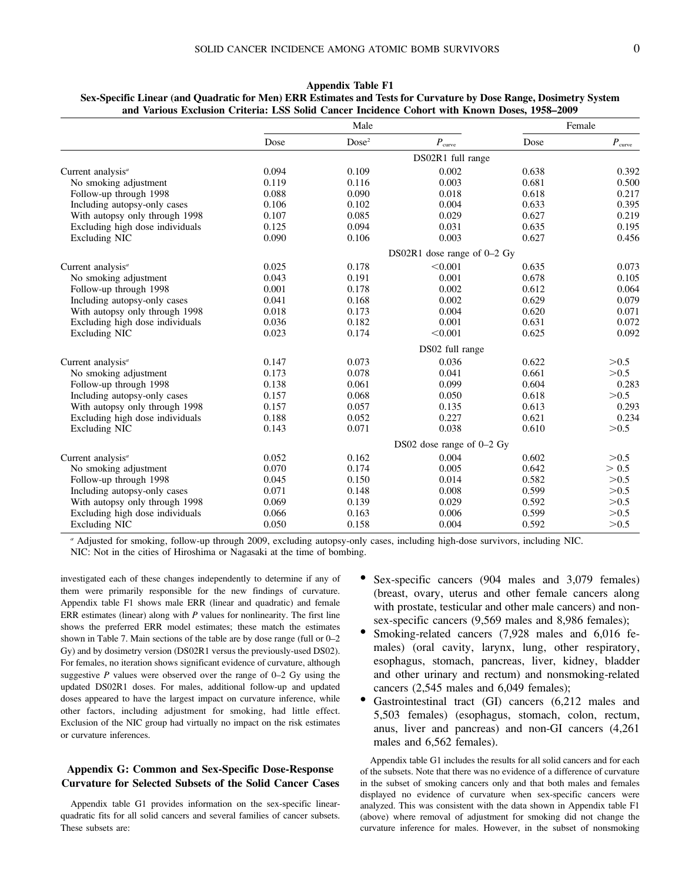**Appendix Table F1**
**Sex-Specific Linear (and Quadratic for Men) ERR Estimates and Tests for Curvature by Dose Range, Dosimetry System and Various Exclusion Criteria: LSS Solid Cancer Incidence Cohort with Known Doses, 1958–2009**

| | Male | | | Female | |
|---|---|---|---|---|---|
| | Dose | Dose$^2$ | $P_{curve}$ | Dose | $P_{curve}$ |
| | | | DS02R1 full range | | |
| Current analysis[a] | 0.094 | 0.109 | 0.002 | 0.638 | 0.392 |
| No smoking adjustment | 0.119 | 0.116 | 0.003 | 0.681 | 0.500 |
| Follow-up through 1998 | 0.088 | 0.090 | 0.018 | 0.618 | 0.217 |
| Including autopsy-only cases | 0.106 | 0.102 | 0.004 | 0.633 | 0.395 |
| With autopsy only through 1998 | 0.107 | 0.085 | 0.029 | 0.627 | 0.219 |
| Excluding high dose individuals | 0.125 | 0.094 | 0.031 | 0.635 | 0.195 |
| Excluding NIC | 0.090 | 0.106 | 0.003 | 0.627 | 0.456 |
| | | | DS02R1 dose range of 0–2 Gy | | |
| Current analysis[a] | 0.025 | 0.178 | <0.001 | 0.635 | 0.073 |
| No smoking adjustment | 0.043 | 0.191 | 0.001 | 0.678 | 0.105 |
| Follow-up through 1998 | 0.001 | 0.178 | 0.002 | 0.612 | 0.064 |
| Including autopsy-only cases | 0.041 | 0.168 | 0.002 | 0.629 | 0.079 |
| With autopsy only through 1998 | 0.018 | 0.173 | 0.004 | 0.620 | 0.071 |
| Excluding high dose individuals | 0.036 | 0.182 | 0.001 | 0.631 | 0.072 |
| Excluding NIC | 0.023 | 0.174 | <0.001 | 0.625 | 0.092 |
| | | | DS02 full range | | |
| Current analysis[a] | 0.147 | 0.073 | 0.036 | 0.622 | >0.5 |
| No smoking adjustment | 0.173 | 0.078 | 0.041 | 0.661 | >0.5 |
| Follow-up through 1998 | 0.138 | 0.061 | 0.099 | 0.604 | 0.283 |
| Including autopsy-only cases | 0.157 | 0.068 | 0.050 | 0.618 | >0.5 |
| With autopsy only through 1998 | 0.157 | 0.057 | 0.135 | 0.613 | 0.293 |
| Excluding high dose individuals | 0.188 | 0.052 | 0.227 | 0.621 | 0.234 |
| Excluding NIC | 0.143 | 0.071 | 0.038 | 0.610 | >0.5 |
| | | | DS02 dose range of 0–2 Gy | | |
| Current analysis[a] | 0.052 | 0.162 | 0.004 | 0.602 | >0.5 |
| No smoking adjustment | 0.070 | 0.174 | 0.005 | 0.642 | > 0.5 |
| Follow-up through 1998 | 0.045 | 0.150 | 0.014 | 0.582 | >0.5 |
| Including autopsy-only cases | 0.071 | 0.148 | 0.008 | 0.599 | >0.5 |
| With autopsy only through 1998 | 0.069 | 0.139 | 0.029 | 0.592 | >0.5 |
| Excluding high dose individuals | 0.066 | 0.163 | 0.006 | 0.599 | >0.5 |
| Excluding NIC | 0.050 | 0.158 | 0.004 | 0.592 | >0.5 |

[a] Adjusted for smoking, follow-up through 2009, excluding autopsy-only cases, including high-dose survivors, including NIC.
NIC: Not in the cities of Hiroshima or Nagasaki at the time of bombing.

investigated each of these changes independently to determine if any of them were primarily responsible for the new findings of curvature. Appendix table F1 shows male ERR (linear and quadratic) and female ERR estimates (linear) along with $P$ values for nonlinearity. The first line shows the preferred ERR model estimates; these match the estimates shown in Table 7. Main sections of the table are by dose range (full or 0–2 Gy) and by dosimetry version (DS02R1 versus the previously-used DS02). For females, no iteration shows significant evidence of curvature, although suggestive $P$ values were observed over the range of 0–2 Gy using the updated DS02R1 doses. For males, additional follow-up and updated doses appeared to have the largest impact on curvature inference, while other factors, including adjustment for smoking, had little effect. Exclusion of the NIC group had virtually no impact on the risk estimates or curvature inferences.

## Appendix G: Common and Sex-Specific Dose-Response Curvature for Selected Subsets of the Solid Cancer Cases

Appendix table G1 provides information on the sex-specific linear-quadratic fits for all solid cancers and several families of cancer subsets. These subsets are:

- Sex-specific cancers (904 males and 3,079 females) (breast, ovary, uterus and other female cancers along with prostate, testicular and other male cancers) and non-sex-specific cancers (9,569 males and 8,986 females);
- Smoking-related cancers (7,928 males and 6,016 females) (oral cavity, larynx, lung, other respiratory, esophagus, stomach, pancreas, liver, kidney, bladder and other urinary and rectum) and nonsmoking-related cancers (2,545 males and 6,049 females);
- Gastrointestinal tract (GI) cancers (6,212 males and 5,503 females) (esophagus, stomach, colon, rectum, anus, liver and pancreas) and non-GI cancers (4,261 males and 6,562 females).

Appendix table G1 includes the results for all solid cancers and for each of the subsets. Note that there was no evidence of a difference of curvature in the subset of smoking cancers only and that both males and females displayed no evidence of curvature when sex-specific cancers were analyzed. This was consistent with the data shown in Appendix table F1 (above) where removal of adjustment for smoking did not change the curvature inference for males. However, in the subset of nonsmoking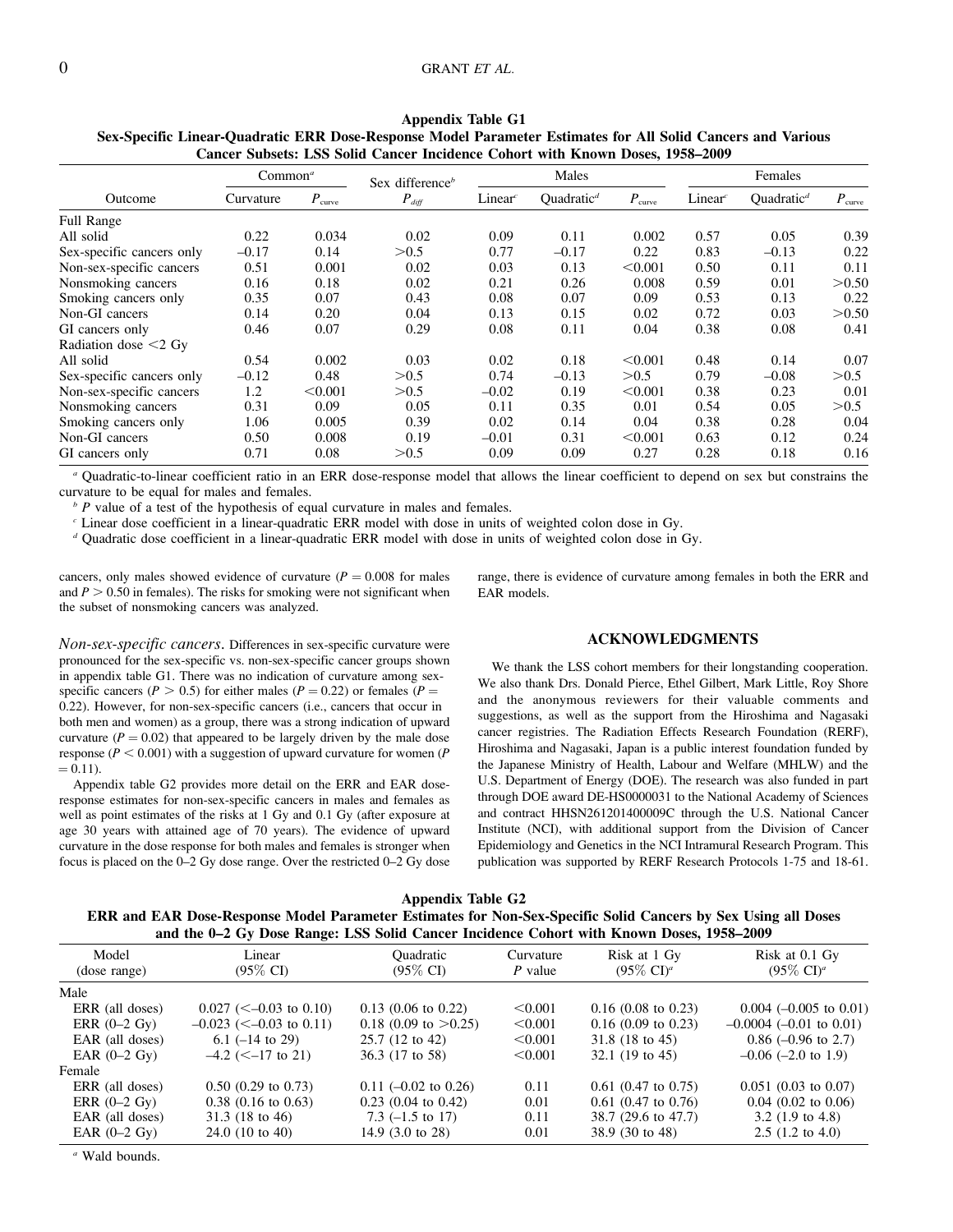**Appendix Table G1**
**Sex-Specific Linear-Quadratic ERR Dose-Response Model Parameter Estimates for All Solid Cancers and Various Cancer Subsets: LSS Solid Cancer Incidence Cohort with Known Doses, 1958–2009**

| Outcome | Common[a] | | Sex difference[b] | Males | | | Females | | |
|---|---|---|---|---|---|---|---|---|---|
| | Curvature | $P_{curve}$ | $P_{diff}$ | Linear[c] | Quadratic[d] | $P_{curve}$ | Linear[c] | Quadratic[d] | $P_{curve}$ |
| Full Range | | | | | | | | | |
| All solid | 0.22 | 0.034 | 0.02 | 0.09 | 0.11 | 0.002 | 0.57 | 0.05 | 0.39 |
| Sex-specific cancers only | –0.17 | 0.14 | >0.5 | 0.77 | –0.17 | 0.22 | 0.83 | –0.13 | 0.22 |
| Non-sex-specific cancers | 0.51 | 0.001 | 0.02 | 0.03 | 0.13 | <0.001 | 0.50 | 0.11 | 0.11 |
| Nonsmoking cancers | 0.16 | 0.18 | 0.02 | 0.21 | 0.26 | 0.008 | 0.59 | 0.01 | >0.50 |
| Smoking cancers only | 0.35 | 0.07 | 0.43 | 0.08 | 0.07 | 0.09 | 0.53 | 0.13 | 0.22 |
| Non-GI cancers | 0.14 | 0.20 | 0.04 | 0.13 | 0.15 | 0.02 | 0.72 | 0.03 | >0.50 |
| GI cancers only | 0.46 | 0.07 | 0.29 | 0.08 | 0.11 | 0.04 | 0.38 | 0.08 | 0.41 |
| Radiation dose <2 Gy | | | | | | | | | |
| All solid | 0.54 | 0.002 | 0.03 | 0.02 | 0.18 | <0.001 | 0.48 | 0.14 | 0.07 |
| Sex-specific cancers only | –0.12 | 0.48 | >0.5 | 0.74 | –0.13 | >0.5 | 0.79 | –0.08 | >0.5 |
| Non-sex-specific cancers | 1.2 | <0.001 | >0.5 | –0.02 | 0.19 | <0.001 | 0.38 | 0.23 | 0.01 |
| Nonsmoking cancers | 0.31 | 0.09 | 0.05 | 0.11 | 0.35 | 0.01 | 0.54 | 0.05 | >0.5 |
| Smoking cancers only | 1.06 | 0.005 | 0.39 | 0.02 | 0.14 | 0.04 | 0.38 | 0.28 | 0.04 |
| Non-GI cancers | 0.50 | 0.008 | 0.19 | –0.01 | 0.31 | <0.001 | 0.63 | 0.12 | 0.24 |
| GI cancers only | 0.71 | 0.08 | >0.5 | 0.09 | 0.09 | 0.27 | 0.28 | 0.18 | 0.16 |

[a] Quadratic-to-linear coefficient ratio in an ERR dose-response model that allows the linear coefficient to depend on sex but constrains the curvature to be equal for males and females.

[b] *P* value of a test of the hypothesis of equal curvature in males and females.

[c] Linear dose coefficient in a linear-quadratic ERR model with dose in units of weighted colon dose in Gy.

[d] Quadratic dose coefficient in a linear-quadratic ERR model with dose in units of weighted colon dose in Gy.

cancers, only males showed evidence of curvature ($P = 0.008$ for males and $P > 0.50$ in females). The risks for smoking were not significant when the subset of nonsmoking cancers was analyzed.

*Non-sex-specific cancers.* Differences in sex-specific curvature were pronounced for the sex-specific vs. non-sex-specific cancer groups shown in appendix table G1. There was no indication of curvature among sex-specific cancers ($P > 0.5$) for either males ($P = 0.22$) or females ($P = 0.22$). However, for non-sex-specific cancers (i.e., cancers that occur in both men and women) as a group, there was a strong indication of upward curvature ($P = 0.02$) that appeared to be largely driven by the male dose response ($P < 0.001$) with a suggestion of upward curvature for women ($P = 0.11$).

Appendix table G2 provides more detail on the ERR and EAR dose-response estimates for non-sex-specific cancers in males and females as well as point estimates of the risks at 1 Gy and 0.1 Gy (after exposure at age 30 years with attained age of 70 years). The evidence of upward curvature in the dose response for both males and females is stronger when focus is placed on the 0–2 Gy dose range. Over the restricted 0–2 Gy dose range, there is evidence of curvature among females in both the ERR and EAR models.

## ACKNOWLEDGMENTS

We thank the LSS cohort members for their longstanding cooperation. We also thank Drs. Donald Pierce, Ethel Gilbert, Mark Little, Roy Shore and the anonymous reviewers for their valuable comments and suggestions, as well as the support from the Hiroshima and Nagasaki cancer registries. The Radiation Effects Research Foundation (RERF), Hiroshima and Nagasaki, Japan is a public interest foundation funded by the Japanese Ministry of Health, Labour and Welfare (MHLW) and the U.S. Department of Energy (DOE). The research was also funded in part through DOE award DE-HS0000031 to the National Academy of Sciences and contract HHSN261201400009C through the U.S. National Cancer Institute (NCI), with additional support from the Division of Cancer Epidemiology and Genetics in the NCI Intramural Research Program. This publication was supported by RERF Research Protocols 1-75 and 18-61.

**Appendix Table G2**
**ERR and EAR Dose-Response Model Parameter Estimates for Non-Sex-Specific Solid Cancers by Sex Using all Doses and the 0–2 Gy Dose Range: LSS Solid Cancer Incidence Cohort with Known Doses, 1958–2009**

| Model (dose range) | Linear (95% CI) | Quadratic (95% CI) | Curvature *P* value | Risk at 1 Gy (95% CI)[a] | Risk at 0.1 Gy (95% CI)[a] |
|---|---|---|---|---|---|
| Male | | | | | |
| ERR (all doses) | 0.027 (<–0.03 to 0.10) | 0.13 (0.06 to 0.22) | <0.001 | 0.16 (0.08 to 0.23) | 0.004 (–0.005 to 0.01) |
| ERR (0–2 Gy) | –0.023 (<–0.03 to 0.11) | 0.18 (0.09 to >0.25) | <0.001 | 0.16 (0.09 to 0.23) | –0.0004 (–0.01 to 0.01) |
| EAR (all doses) | 6.1 (–14 to 29) | 25.7 (12 to 42) | <0.001 | 31.8 (18 to 45) | 0.86 (–0.96 to 2.7) |
| EAR (0–2 Gy) | –4.2 (<–17 to 21) | 36.3 (17 to 58) | <0.001 | 32.1 (19 to 45) | –0.06 (–2.0 to 1.9) |
| Female | | | | | |
| ERR (all doses) | 0.50 (0.29 to 0.73) | 0.11 (–0.02 to 0.26) | 0.11 | 0.61 (0.47 to 0.75) | 0.051 (0.03 to 0.07) |
| ERR (0–2 Gy) | 0.38 (0.16 to 0.63) | 0.23 (0.04 to 0.42) | 0.01 | 0.61 (0.47 to 0.76) | 0.04 (0.02 to 0.06) |
| EAR (all doses) | 31.3 (18 to 46) | 7.3 (–1.5 to 17) | 0.11 | 38.7 (29.6 to 47.7) | 3.2 (1.9 to 4.8) |
| EAR (0–2 Gy) | 24.0 (10 to 40) | 14.9 (3.0 to 28) | 0.01 | 38.9 (30 to 48) | 2.5 (1.2 to 4.0) |

[a] Wald bounds.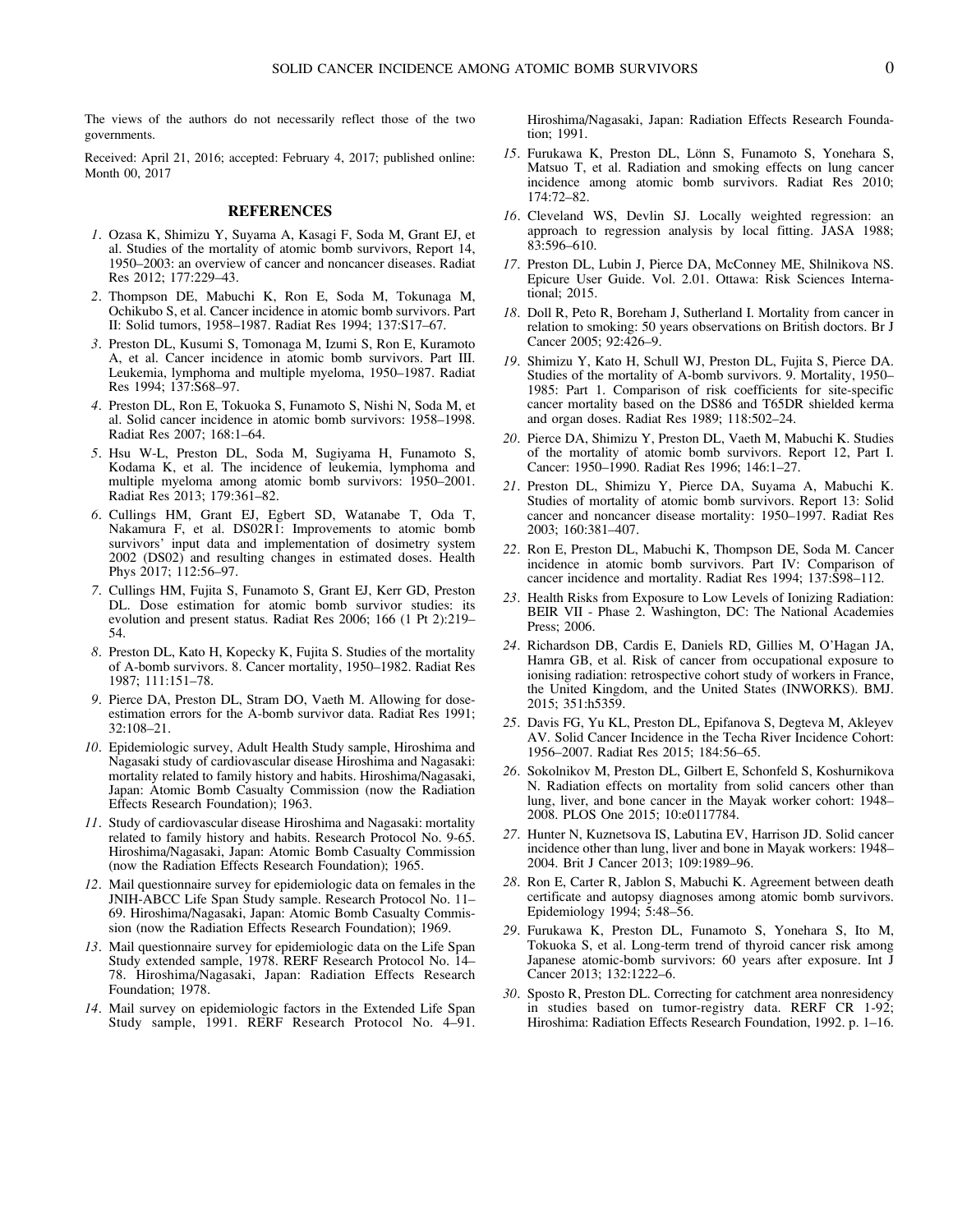The views of the authors do not necessarily reflect those of the two governments.

Received: April 21, 2016; accepted: February 4, 2017; published online: Month 00, 2017

## REFERENCES

1. Ozasa K, Shimizu Y, Suyama A, Kasagi F, Soda M, Grant EJ, et al. Studies of the mortality of atomic bomb survivors, Report 14, 1950–2003: an overview of cancer and noncancer diseases. Radiat Res 2012; 177:229–43.
2. Thompson DE, Mabuchi K, Ron E, Soda M, Tokunaga M, Ochikubo S, et al. Cancer incidence in atomic bomb survivors. Part II: Solid tumors, 1958–1987. Radiat Res 1994; 137:S17–67.
3. Preston DL, Kusumi S, Tomonaga M, Izumi S, Ron E, Kuramoto A, et al. Cancer incidence in atomic bomb survivors. Part III. Leukemia, lymphoma and multiple myeloma, 1950–1987. Radiat Res 1994; 137:S68–97.
4. Preston DL, Ron E, Tokuoka S, Funamoto S, Nishi N, Soda M, et al. Solid cancer incidence in atomic bomb survivors: 1958–1998. Radiat Res 2007; 168:1–64.
5. Hsu W-L, Preston DL, Soda M, Sugiyama H, Funamoto S, Kodama K, et al. The incidence of leukemia, lymphoma and multiple myeloma among atomic bomb survivors: 1950–2001. Radiat Res 2013; 179:361–82.
6. Cullings HM, Grant EJ, Egbert SD, Watanabe T, Oda T, Nakamura F, et al. DS02R1: Improvements to atomic bomb survivors' input data and implementation of dosimetry system 2002 (DS02) and resulting changes in estimated doses. Health Phys 2017; 112:56–97.
7. Cullings HM, Fujita S, Funamoto S, Grant EJ, Kerr GD, Preston DL. Dose estimation for atomic bomb survivor studies: its evolution and present status. Radiat Res 2006; 166 (1 Pt 2):219–54.
8. Preston DL, Kato H, Kopecky K, Fujita S. Studies of the mortality of A-bomb survivors. 8. Cancer mortality, 1950–1982. Radiat Res 1987; 111:151–78.
9. Pierce DA, Preston DL, Stram DO, Vaeth M. Allowing for dose-estimation errors for the A-bomb survivor data. Radiat Res 1991; 32:108–21.
10. Epidemiologic survey, Adult Health Study sample, Hiroshima and Nagasaki study of cardiovascular disease Hiroshima and Nagasaki: mortality related to family history and habits. Hiroshima/Nagasaki, Japan: Atomic Bomb Casualty Commission (now the Radiation Effects Research Foundation); 1963.
11. Study of cardiovascular disease Hiroshima and Nagasaki: mortality related to family history and habits. Research Protocol No. 9-65. Hiroshima/Nagasaki, Japan: Atomic Bomb Casualty Commission (now the Radiation Effects Research Foundation); 1965.
12. Mail questionnaire survey for epidemiologic data on females in the JNIH-ABCC Life Span Study sample. Research Protocol No. 11–69. Hiroshima/Nagasaki, Japan: Atomic Bomb Casualty Commission (now the Radiation Effects Research Foundation); 1969.
13. Mail questionnaire survey for epidemiologic data on the Life Span Study extended sample, 1978. RERF Research Protocol No. 14–78. Hiroshima/Nagasaki, Japan: Radiation Effects Research Foundation; 1978.
14. Mail survey on epidemiologic factors in the Extended Life Span Study sample, 1991. RERF Research Protocol No. 4–91. Hiroshima/Nagasaki, Japan: Radiation Effects Research Foundation; 1991.
15. Furukawa K, Preston DL, Lönn S, Funamoto S, Yonehara S, Matsuo T, et al. Radiation and smoking effects on lung cancer incidence among atomic bomb survivors. Radiat Res 2010; 174:72–82.
16. Cleveland WS, Devlin SJ. Locally weighted regression: an approach to regression analysis by local fitting. JASA 1988; 83:596–610.
17. Preston DL, Lubin J, Pierce DA, McConney ME, Shilnikova NS. Epicure User Guide. Vol. 2.01. Ottawa: Risk Sciences International; 2015.
18. Doll R, Peto R, Boreham J, Sutherland I. Mortality from cancer in relation to smoking: 50 years observations on British doctors. Br J Cancer 2005; 92:426–9.
19. Shimizu Y, Kato H, Schull WJ, Preston DL, Fujita S, Pierce DA. Studies of the mortality of A-bomb survivors. 9. Mortality, 1950–1985: Part 1. Comparison of risk coefficients for site-specific cancer mortality based on the DS86 and T65DR shielded kerma and organ doses. Radiat Res 1989; 118:502–24.
20. Pierce DA, Shimizu Y, Preston DL, Vaeth M, Mabuchi K. Studies of the mortality of atomic bomb survivors. Report 12, Part I. Cancer: 1950–1990. Radiat Res 1996; 146:1–27.
21. Preston DL, Shimizu Y, Pierce DA, Suyama A, Mabuchi K. Studies of mortality of atomic bomb survivors. Report 13: Solid cancer and noncancer disease mortality: 1950–1997. Radiat Res 2003; 160:381–407.
22. Ron E, Preston DL, Mabuchi K, Thompson DE, Soda M. Cancer incidence in atomic bomb survivors. Part IV: Comparison of cancer incidence and mortality. Radiat Res 1994; 137:S98–112.
23. Health Risks from Exposure to Low Levels of Ionizing Radiation: BEIR VII - Phase 2. Washington, DC: The National Academies Press; 2006.
24. Richardson DB, Cardis E, Daniels RD, Gillies M, O'Hagan JA, Hamra GB, et al. Risk of cancer from occupational exposure to ionising radiation: retrospective cohort study of workers in France, the United Kingdom, and the United States (INWORKS). BMJ. 2015; 351:h5359.
25. Davis FG, Yu KL, Preston DL, Epifanova S, Degteva M, Akleyev AV. Solid Cancer Incidence in the Techa River Incidence Cohort: 1956–2007. Radiat Res 2015; 184:56–65.
26. Sokolnikov M, Preston DL, Gilbert E, Schonfeld S, Koshurnikova N. Radiation effects on mortality from solid cancers other than lung, liver, and bone cancer in the Mayak worker cohort: 1948–2008. PLOS One 2015; 10:e0117784.
27. Hunter N, Kuznetsova IS, Labutina EV, Harrison JD. Solid cancer incidence other than lung, liver and bone in Mayak workers: 1948–2004. Brit J Cancer 2013; 109:1989–96.
28. Ron E, Carter R, Jablon S, Mabuchi K. Agreement between death certificate and autopsy diagnoses among atomic bomb survivors. Epidemiology 1994; 5:48–56.
29. Furukawa K, Preston DL, Funamoto S, Yonehara S, Ito M, Tokuoka S, et al. Long-term trend of thyroid cancer risk among Japanese atomic-bomb survivors: 60 years after exposure. Int J Cancer 2013; 132:1222–6.
30. Sposto R, Preston DL. Correcting for catchment area nonresidency in studies based on tumor-registry data. RERF CR 1-92; Hiroshima: Radiation Effects Research Foundation, 1992. p. 1–16.